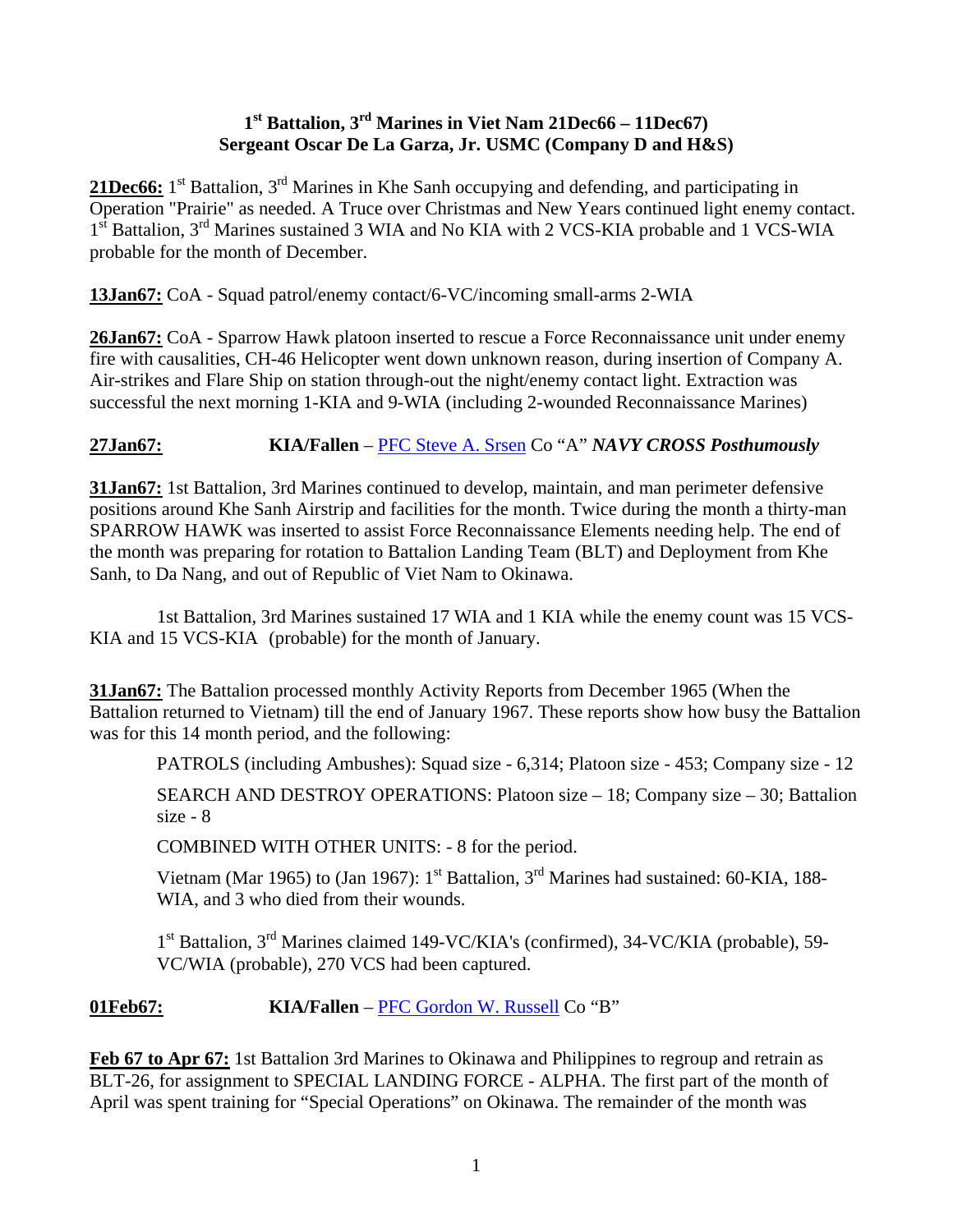# 1st Battalion, 3rd Marines in Viet Nam 21Dec66 – 11Dec67)
## Sergeant Oscar De La Garza, Jr. USMC (Company D and H&S)

**21Dec66:** 1st Battalion, 3rd Marines in Khe Sanh occupying and defending, and participating in Operation "Prairie" as needed. A Truce over Christmas and New Years continued light enemy contact. 1st Battalion, 3rd Marines sustained 3 WIA and No KIA with 2 VCS-KIA probable and 1 VCS-WIA probable for the month of December.

**13Jan67:** CoA - Squad patrol/enemy contact/6-VC/incoming small-arms 2-WIA

**26Jan67:** CoA - Sparrow Hawk platoon inserted to rescue a Force Reconnaissance unit under enemy fire with causalities, CH-46 Helicopter went down unknown reason, during insertion of Company A. Air-strikes and Flare Ship on station through-out the night/enemy contact light. Extraction was successful the next morning 1-KIA and 9-WIA (including 2-wounded Reconnaissance Marines)

**27Jan67:** **KIA/Fallen** – PFC Steve A. Srsen Co "A" ***NAVY CROSS Posthumously***

**31Jan67:** 1st Battalion, 3rd Marines continued to develop, maintain, and man perimeter defensive positions around Khe Sanh Airstrip and facilities for the month. Twice during the month a thirty-man SPARROW HAWK was inserted to assist Force Reconnaissance Elements needing help. The end of the month was preparing for rotation to Battalion Landing Team (BLT) and Deployment from Khe Sanh, to Da Nang, and out of Republic of Viet Nam to Okinawa.

1st Battalion, 3rd Marines sustained 17 WIA and 1 KIA while the enemy count was 15 VCS-KIA and 15 VCS-KIA (probable) for the month of January.

**31Jan67:** The Battalion processed monthly Activity Reports from December 1965 (When the Battalion returned to Vietnam) till the end of January 1967. These reports show how busy the Battalion was for this 14 month period, and the following:

PATROLS (including Ambushes): Squad size - 6,314; Platoon size - 453; Company size - 12

SEARCH AND DESTROY OPERATIONS: Platoon size – 18; Company size – 30; Battalion size - 8

COMBINED WITH OTHER UNITS: - 8 for the period.

Vietnam (Mar 1965) to (Jan 1967): 1st Battalion, 3rd Marines had sustained: 60-KIA, 188-WIA, and 3 who died from their wounds.

1st Battalion, 3rd Marines claimed 149-VC/KIA's (confirmed), 34-VC/KIA (probable), 59-VC/WIA (probable), 270 VCS had been captured.

**01Feb67:** **KIA/Fallen** – PFC Gordon W. Russell Co "B"

**Feb 67 to Apr 67:** 1st Battalion 3rd Marines to Okinawa and Philippines to regroup and retrain as BLT-26, for assignment to SPECIAL LANDING FORCE - ALPHA. The first part of the month of April was spent training for "Special Operations" on Okinawa. The remainder of the month was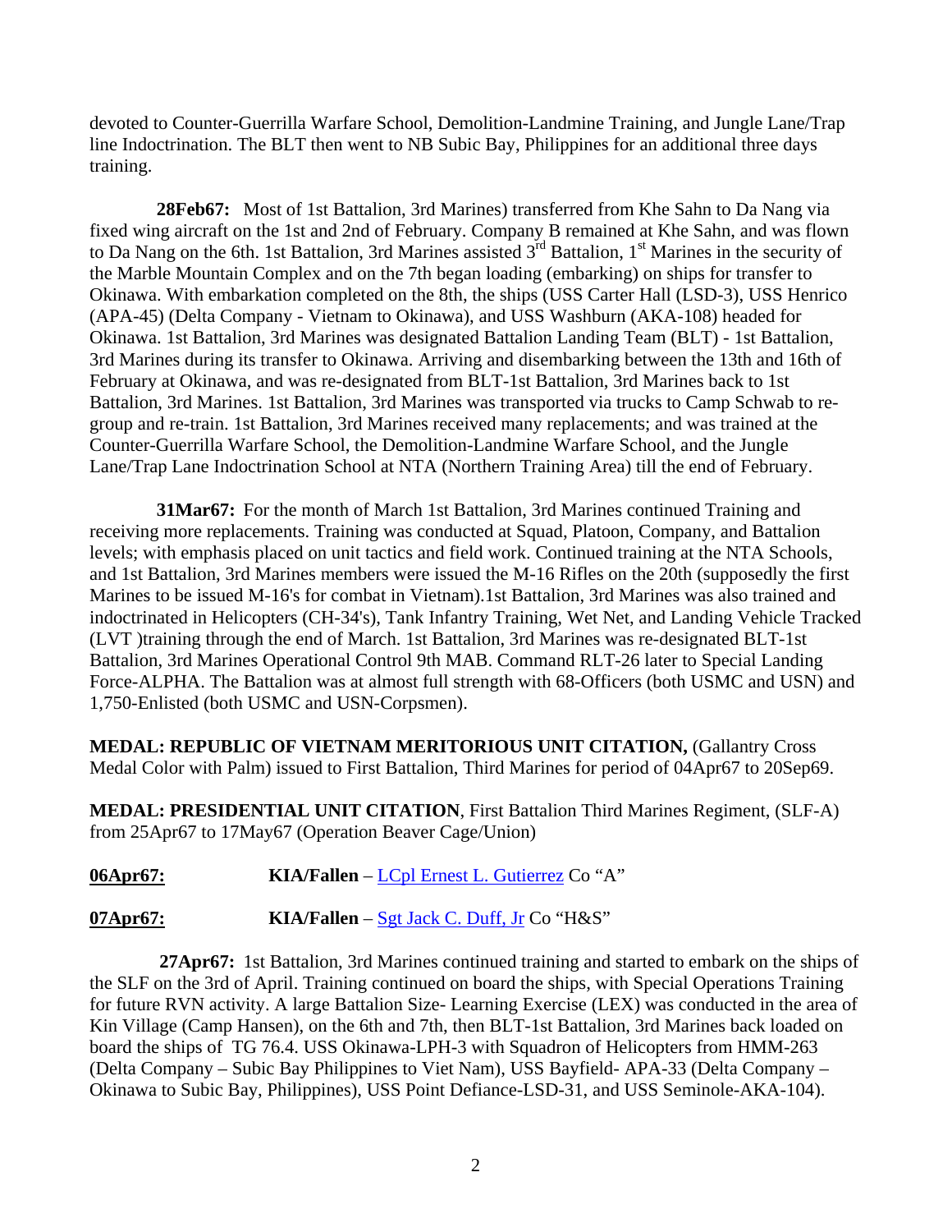devoted to Counter-Guerrilla Warfare School, Demolition-Landmine Training, and Jungle Lane/Trap line Indoctrination. The BLT then went to NB Subic Bay, Philippines for an additional three days training.

**28Feb67:** Most of 1st Battalion, 3rd Marines) transferred from Khe Sahn to Da Nang via fixed wing aircraft on the 1st and 2nd of February. Company B remained at Khe Sahn, and was flown to Da Nang on the 6th. 1st Battalion, 3rd Marines assisted 3rd Battalion, 1st Marines in the security of the Marble Mountain Complex and on the 7th began loading (embarking) on ships for transfer to Okinawa. With embarkation completed on the 8th, the ships (USS Carter Hall (LSD-3), USS Henrico (APA-45) (Delta Company - Vietnam to Okinawa), and USS Washburn (AKA-108) headed for Okinawa. 1st Battalion, 3rd Marines was designated Battalion Landing Team (BLT) - 1st Battalion, 3rd Marines during its transfer to Okinawa. Arriving and disembarking between the 13th and 16th of February at Okinawa, and was re-designated from BLT-1st Battalion, 3rd Marines back to 1st Battalion, 3rd Marines. 1st Battalion, 3rd Marines was transported via trucks to Camp Schwab to re-group and re-train. 1st Battalion, 3rd Marines received many replacements; and was trained at the Counter-Guerrilla Warfare School, the Demolition-Landmine Warfare School, and the Jungle Lane/Trap Lane Indoctrination School at NTA (Northern Training Area) till the end of February.

**31Mar67:** For the month of March 1st Battalion, 3rd Marines continued Training and receiving more replacements. Training was conducted at Squad, Platoon, Company, and Battalion levels; with emphasis placed on unit tactics and field work. Continued training at the NTA Schools, and 1st Battalion, 3rd Marines members were issued the M-16 Rifles on the 20th (supposedly the first Marines to be issued M-16's for combat in Vietnam).1st Battalion, 3rd Marines was also trained and indoctrinated in Helicopters (CH-34's), Tank Infantry Training, Wet Net, and Landing Vehicle Tracked (LVT )training through the end of March. 1st Battalion, 3rd Marines was re-designated BLT-1st Battalion, 3rd Marines Operational Control 9th MAB. Command RLT-26 later to Special Landing Force-ALPHA. The Battalion was at almost full strength with 68-Officers (both USMC and USN) and 1,750-Enlisted (both USMC and USN-Corpsmen).

**MEDAL: REPUBLIC OF VIETNAM MERITORIOUS UNIT CITATION,** (Gallantry Cross Medal Color with Palm) issued to First Battalion, Third Marines for period of 04Apr67 to 20Sep69.

**MEDAL: PRESIDENTIAL UNIT CITATION**, First Battalion Third Marines Regiment, (SLF-A) from 25Apr67 to 17May67 (Operation Beaver Cage/Union)

**06Apr67:** **KIA/Fallen** – LCpl Ernest L. Gutierrez Co "A"

**07Apr67:** **KIA/Fallen** – Sgt Jack C. Duff, Jr Co "H&S"

**27Apr67:** 1st Battalion, 3rd Marines continued training and started to embark on the ships of the SLF on the 3rd of April. Training continued on board the ships, with Special Operations Training for future RVN activity. A large Battalion Size- Learning Exercise (LEX) was conducted in the area of Kin Village (Camp Hansen), on the 6th and 7th, then BLT-1st Battalion, 3rd Marines back loaded on board the ships of TG 76.4. USS Okinawa-LPH-3 with Squadron of Helicopters from HMM-263 (Delta Company – Subic Bay Philippines to Viet Nam), USS Bayfield- APA-33 (Delta Company – Okinawa to Subic Bay, Philippines), USS Point Defiance-LSD-31, and USS Seminole-AKA-104).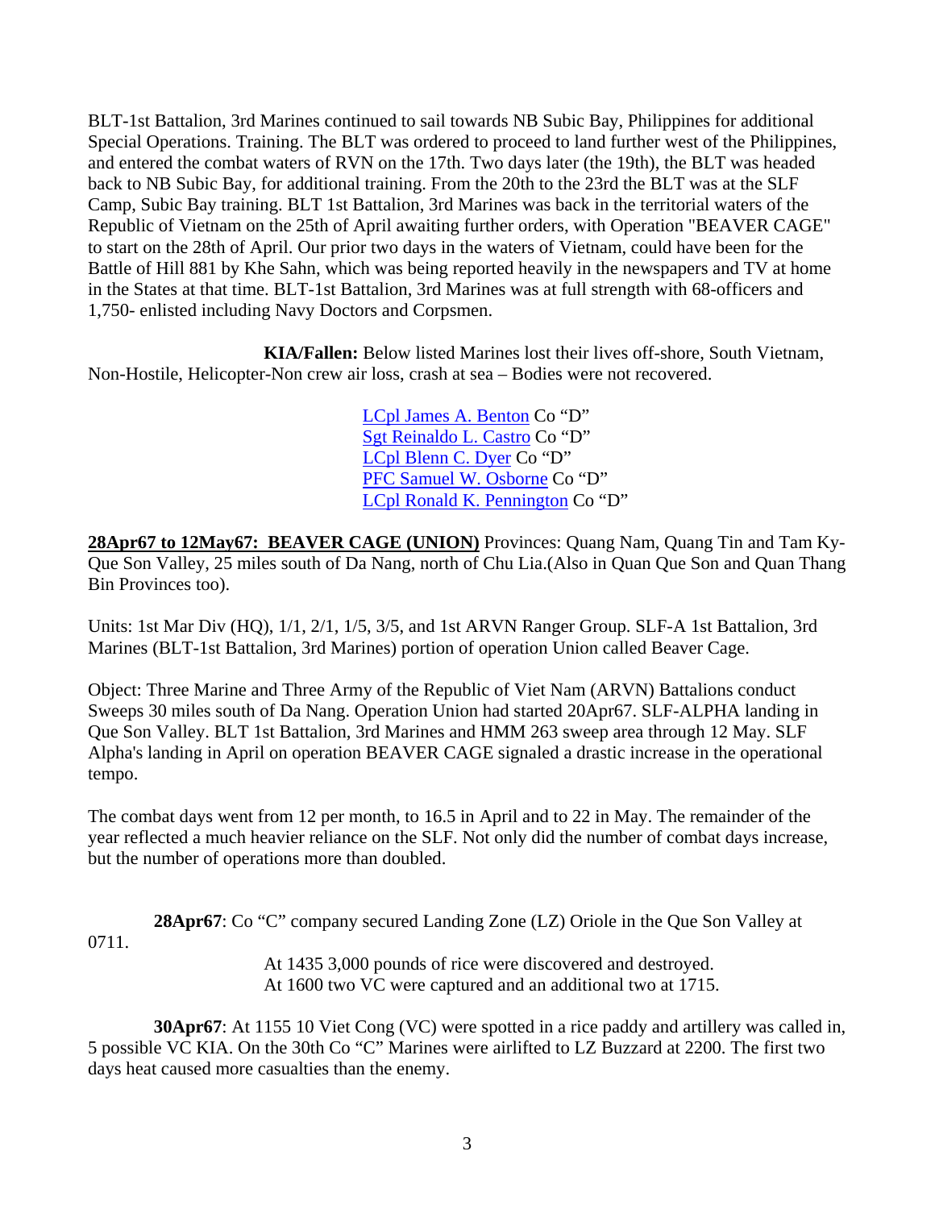BLT-1st Battalion, 3rd Marines continued to sail towards NB Subic Bay, Philippines for additional Special Operations. Training. The BLT was ordered to proceed to land further west of the Philippines, and entered the combat waters of RVN on the 17th. Two days later (the 19th), the BLT was headed back to NB Subic Bay, for additional training. From the 20th to the 23rd the BLT was at the SLF Camp, Subic Bay training. BLT 1st Battalion, 3rd Marines was back in the territorial waters of the Republic of Vietnam on the 25th of April awaiting further orders, with Operation "BEAVER CAGE" to start on the 28th of April. Our prior two days in the waters of Vietnam, could have been for the Battle of Hill 881 by Khe Sahn, which was being reported heavily in the newspapers and TV at home in the States at that time. BLT-1st Battalion, 3rd Marines was at full strength with 68-officers and 1,750- enlisted including Navy Doctors and Corpsmen.

**KIA/Fallen:** Below listed Marines lost their lives off-shore, South Vietnam, Non-Hostile, Helicopter-Non crew air loss, crash at sea – Bodies were not recovered.

LCpl James A. Benton Co "D"
Sgt Reinaldo L. Castro Co "D"
LCpl Blenn C. Dyer Co "D"
PFC Samuel W. Osborne Co "D"
LCpl Ronald K. Pennington Co "D"

**<u>28Apr67 to 12May67: BEAVER CAGE (UNION)</u>** Provinces: Quang Nam, Quang Tin and Tam Ky-Que Son Valley, 25 miles south of Da Nang, north of Chu Lia.(Also in Quan Que Son and Quan Thang Bin Provinces too).

Units: 1st Mar Div (HQ), 1/1, 2/1, 1/5, 3/5, and 1st ARVN Ranger Group. SLF-A 1st Battalion, 3rd Marines (BLT-1st Battalion, 3rd Marines) portion of operation Union called Beaver Cage.

Object: Three Marine and Three Army of the Republic of Viet Nam (ARVN) Battalions conduct Sweeps 30 miles south of Da Nang. Operation Union had started 20Apr67. SLF-ALPHA landing in Que Son Valley. BLT 1st Battalion, 3rd Marines and HMM 263 sweep area through 12 May. SLF Alpha's landing in April on operation BEAVER CAGE signaled a drastic increase in the operational tempo.

The combat days went from 12 per month, to 16.5 in April and to 22 in May. The remainder of the year reflected a much heavier reliance on the SLF. Not only did the number of combat days increase, but the number of operations more than doubled.

**28Apr67**: Co "C" company secured Landing Zone (LZ) Oriole in the Que Son Valley at 0711.

At 1435 3,000 pounds of rice were discovered and destroyed.
At 1600 two VC were captured and an additional two at 1715.

**30Apr67**: At 1155 10 Viet Cong (VC) were spotted in a rice paddy and artillery was called in, 5 possible VC KIA. On the 30th Co "C" Marines were airlifted to LZ Buzzard at 2200. The first two days heat caused more casualties than the enemy.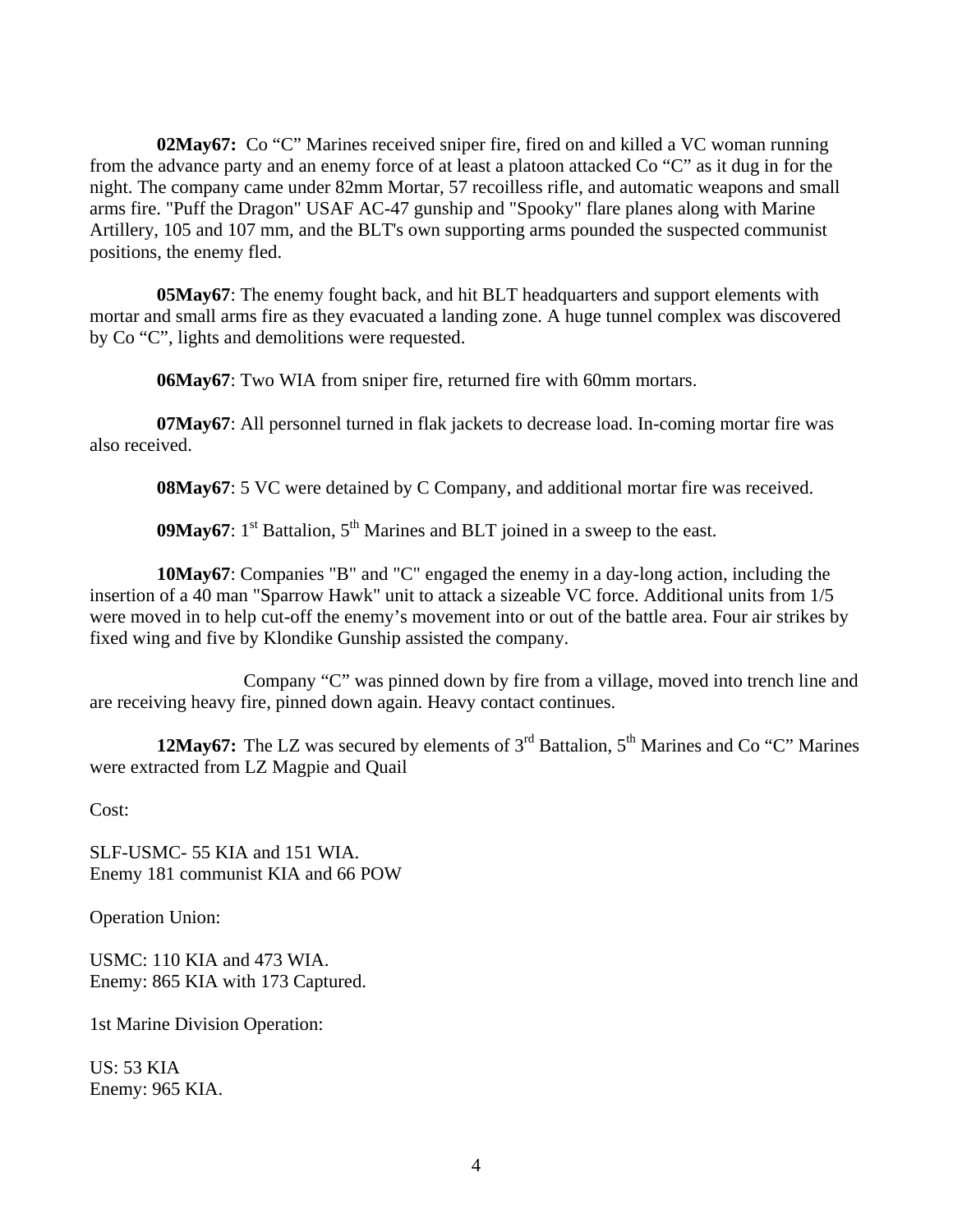**02May67:** Co "C" Marines received sniper fire, fired on and killed a VC woman running from the advance party and an enemy force of at least a platoon attacked Co "C" as it dug in for the night. The company came under 82mm Mortar, 57 recoilless rifle, and automatic weapons and small arms fire. "Puff the Dragon" USAF AC-47 gunship and "Spooky" flare planes along with Marine Artillery, 105 and 107 mm, and the BLT's own supporting arms pounded the suspected communist positions, the enemy fled.

**05May67**: The enemy fought back, and hit BLT headquarters and support elements with mortar and small arms fire as they evacuated a landing zone. A huge tunnel complex was discovered by Co "C", lights and demolitions were requested.

**06May67**: Two WIA from sniper fire, returned fire with 60mm mortars.

**07May67**: All personnel turned in flak jackets to decrease load. In-coming mortar fire was also received.

**08May67**: 5 VC were detained by C Company, and additional mortar fire was received.

**09May67**: 1st Battalion, 5th Marines and BLT joined in a sweep to the east.

**10May67**: Companies "B" and "C" engaged the enemy in a day-long action, including the insertion of a 40 man "Sparrow Hawk" unit to attack a sizeable VC force. Additional units from 1/5 were moved in to help cut-off the enemy's movement into or out of the battle area. Four air strikes by fixed wing and five by Klondike Gunship assisted the company.

Company "C" was pinned down by fire from a village, moved into trench line and are receiving heavy fire, pinned down again. Heavy contact continues.

**12May67:** The LZ was secured by elements of 3rd Battalion, 5th Marines and Co "C" Marines were extracted from LZ Magpie and Quail

Cost:

SLF-USMC- 55 KIA and 151 WIA.
Enemy 181 communist KIA and 66 POW

Operation Union:

USMC: 110 KIA and 473 WIA.
Enemy: 865 KIA with 173 Captured.

1st Marine Division Operation:

US: 53 KIA
Enemy: 965 KIA.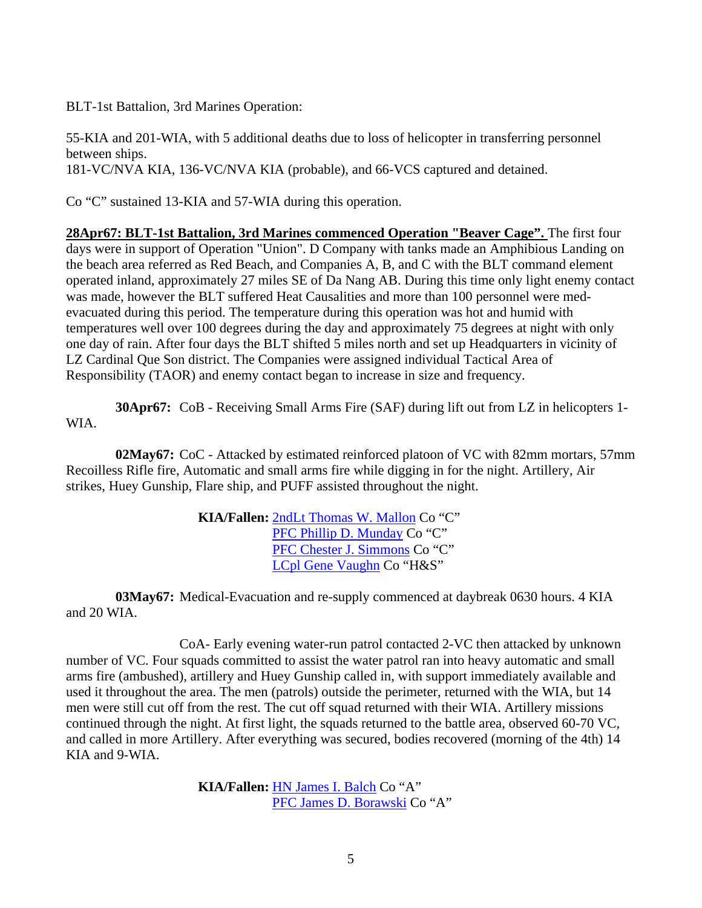BLT-1st Battalion, 3rd Marines Operation:

55-KIA and 201-WIA, with 5 additional deaths due to loss of helicopter in transferring personnel between ships.
181-VC/NVA KIA, 136-VC/NVA KIA (probable), and 66-VCS captured and detained.

Co "C" sustained 13-KIA and 57-WIA during this operation.

**28Apr67: BLT-1st Battalion, 3rd Marines commenced Operation "Beaver Cage".** The first four days were in support of Operation "Union". D Company with tanks made an Amphibious Landing on the beach area referred as Red Beach, and Companies A, B, and C with the BLT command element operated inland, approximately 27 miles SE of Da Nang AB. During this time only light enemy contact was made, however the BLT suffered Heat Causalities and more than 100 personnel were med-evacuated during this period. The temperature during this operation was hot and humid with temperatures well over 100 degrees during the day and approximately 75 degrees at night with only one day of rain. After four days the BLT shifted 5 miles north and set up Headquarters in vicinity of LZ Cardinal Que Son district. The Companies were assigned individual Tactical Area of Responsibility (TAOR) and enemy contact began to increase in size and frequency.

**30Apr67:** CoB - Receiving Small Arms Fire (SAF) during lift out from LZ in helicopters 1-WIA.

**02May67:** CoC - Attacked by estimated reinforced platoon of VC with 82mm mortars, 57mm Recoilless Rifle fire, Automatic and small arms fire while digging in for the night. Artillery, Air strikes, Huey Gunship, Flare ship, and PUFF assisted throughout the night.

**KIA/Fallen:** 2ndLt Thomas W. Mallon Co "C"
PFC Phillip D. Munday Co "C"
PFC Chester J. Simmons Co "C"
LCpl Gene Vaughn Co "H&S"

**03May67:** Medical-Evacuation and re-supply commenced at daybreak 0630 hours. 4 KIA and 20 WIA.

CoA- Early evening water-run patrol contacted 2-VC then attacked by unknown number of VC. Four squads committed to assist the water patrol ran into heavy automatic and small arms fire (ambushed), artillery and Huey Gunship called in, with support immediately available and used it throughout the area. The men (patrols) outside the perimeter, returned with the WIA, but 14 men were still cut off from the rest. The cut off squad returned with their WIA. Artillery missions continued through the night. At first light, the squads returned to the battle area, observed 60-70 VC, and called in more Artillery. After everything was secured, bodies recovered (morning of the 4th) 14 KIA and 9-WIA.

**KIA/Fallen:** HN James I. Balch Co "A"
PFC James D. Borawski Co "A"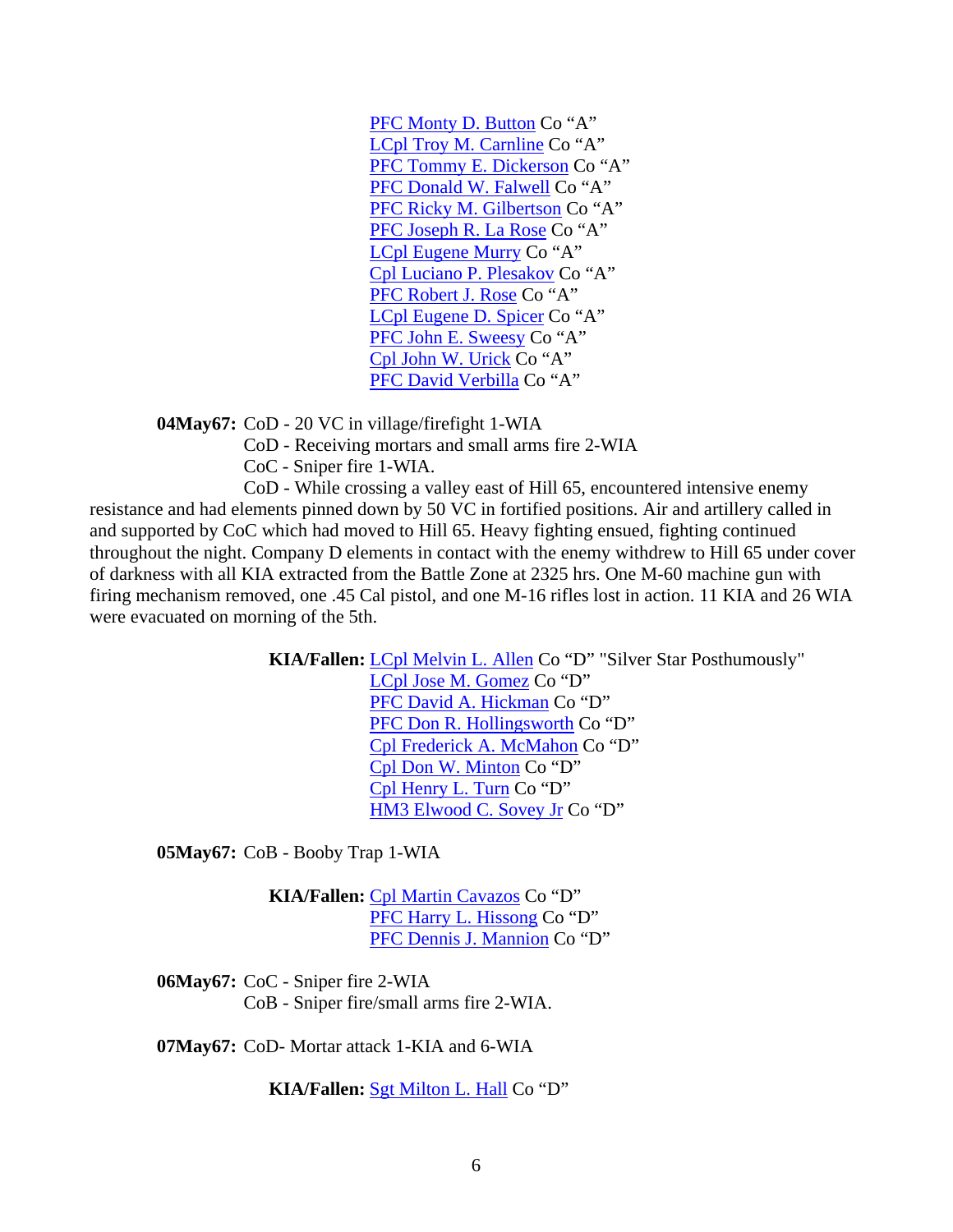PFC Monty D. Button Co “A”
LCpl Troy M. Carnline Co “A”
PFC Tommy E. Dickerson Co “A”
PFC Donald W. Falwell Co “A”
PFC Ricky M. Gilbertson Co “A”
PFC Joseph R. La Rose Co “A”
LCpl Eugene Murry Co “A”
Cpl Luciano P. Plesakov Co “A”
PFC Robert J. Rose Co “A”
LCpl Eugene D. Spicer Co “A”
PFC John E. Sweesy Co “A”
Cpl John W. Urick Co “A”
PFC David Verbilla Co “A”

**04May67:** CoD - 20 VC in village/firefight 1-WIA
CoD - Receiving mortars and small arms fire 2-WIA
CoC - Sniper fire 1-WIA.
CoD - While crossing a valley east of Hill 65, encountered intensive enemy resistance and had elements pinned down by 50 VC in fortified positions. Air and artillery called in and supported by CoC which had moved to Hill 65. Heavy fighting ensued, fighting continued throughout the night. Company D elements in contact with the enemy withdrew to Hill 65 under cover of darkness with all KIA extracted from the Battle Zone at 2325 hrs. One M-60 machine gun with firing mechanism removed, one .45 Cal pistol, and one M-16 rifles lost in action. 11 KIA and 26 WIA were evacuated on morning of the 5th.

**KIA/Fallen:** LCpl Melvin L. Allen Co “D” "Silver Star Posthumously"
LCpl Jose M. Gomez Co “D”
PFC David A. Hickman Co “D”
PFC Don R. Hollingsworth Co “D”
Cpl Frederick A. McMahon Co “D”
Cpl Don W. Minton Co “D”
Cpl Henry L. Turn Co “D”
HM3 Elwood C. Sovey Jr Co “D”

**05May67:** CoB - Booby Trap 1-WIA

**KIA/Fallen:** Cpl Martin Cavazos Co “D”
PFC Harry L. Hissong Co “D”
PFC Dennis J. Mannion Co “D”

**06May67:** CoC - Sniper fire 2-WIA
CoB - Sniper fire/small arms fire 2-WIA.

**07May67:** CoD- Mortar attack 1-KIA and 6-WIA

**KIA/Fallen:** Sgt Milton L. Hall Co “D”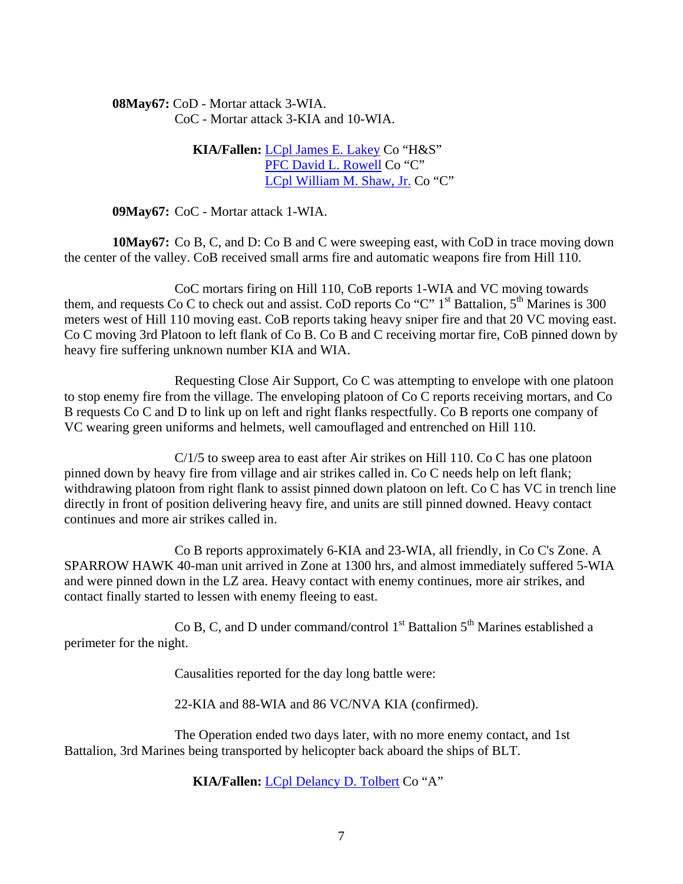**08May67:** CoD - Mortar attack 3-WIA.
CoC - Mortar attack 3-KIA and 10-WIA.

**KIA/Fallen:** LCpl James E. Lakey Co "H&S"
PFC David L. Rowell Co "C"
LCpl William M. Shaw, Jr. Co "C"

**09May67:** CoC - Mortar attack 1-WIA.

**10May67:** Co B, C, and D: Co B and C were sweeping east, with CoD in trace moving down the center of the valley. CoB received small arms fire and automatic weapons fire from Hill 110.

CoC mortars firing on Hill 110, CoB reports 1-WIA and VC moving towards them, and requests Co C to check out and assist. CoD reports Co "C" 1st Battalion, 5th Marines is 300 meters west of Hill 110 moving east. CoB reports taking heavy sniper fire and that 20 VC moving east. Co C moving 3rd Platoon to left flank of Co B. Co B and C receiving mortar fire, CoB pinned down by heavy fire suffering unknown number KIA and WIA.

Requesting Close Air Support, Co C was attempting to envelope with one platoon to stop enemy fire from the village. The enveloping platoon of Co C reports receiving mortars, and Co B requests Co C and D to link up on left and right flanks respectfully. Co B reports one company of VC wearing green uniforms and helmets, well camouflaged and entrenched on Hill 110.

C/1/5 to sweep area to east after Air strikes on Hill 110. Co C has one platoon pinned down by heavy fire from village and air strikes called in. Co C needs help on left flank; withdrawing platoon from right flank to assist pinned down platoon on left. Co C has VC in trench line directly in front of position delivering heavy fire, and units are still pinned downed. Heavy contact continues and more air strikes called in.

Co B reports approximately 6-KIA and 23-WIA, all friendly, in Co C's Zone. A SPARROW HAWK 40-man unit arrived in Zone at 1300 hrs, and almost immediately suffered 5-WIA and were pinned down in the LZ area. Heavy contact with enemy continues, more air strikes, and contact finally started to lessen with enemy fleeing to east.

Co B, C, and D under command/control 1st Battalion 5th Marines established a perimeter for the night.

Causalities reported for the day long battle were:

22-KIA and 88-WIA and 86 VC/NVA KIA (confirmed).

The Operation ended two days later, with no more enemy contact, and 1st Battalion, 3rd Marines being transported by helicopter back aboard the ships of BLT.

**KIA/Fallen:** LCpl Delancy D. Tolbert Co "A"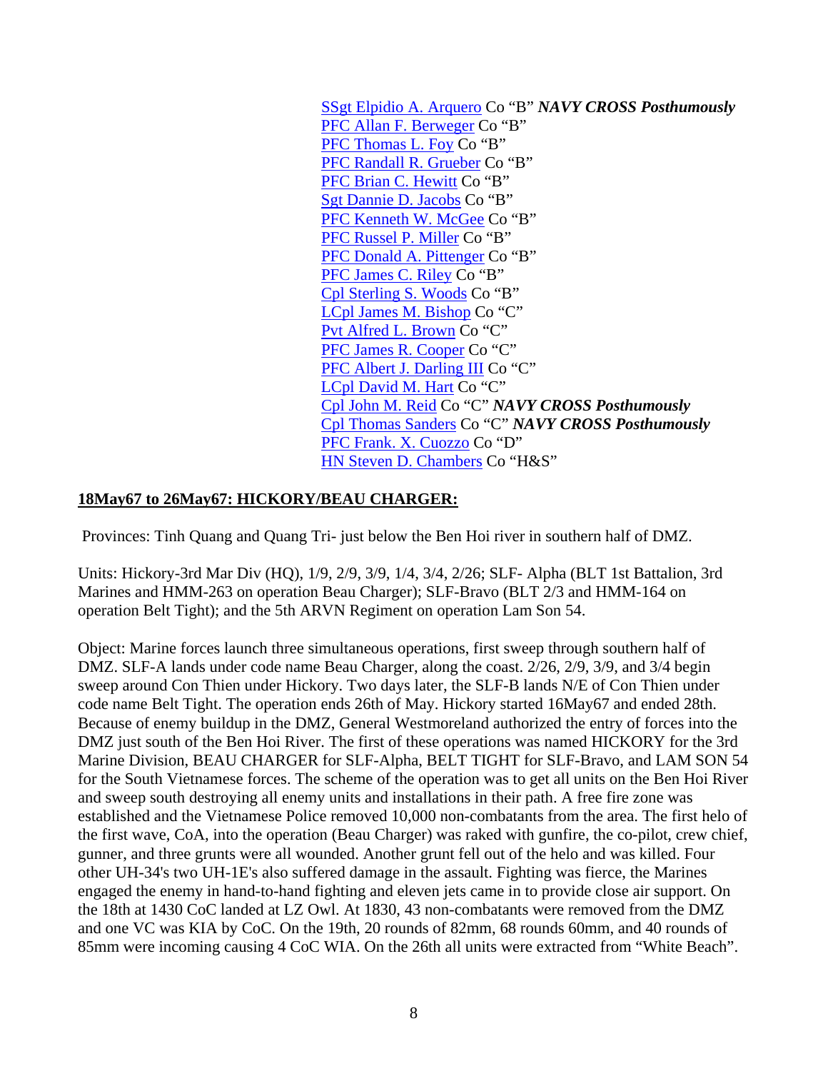SSgt Elpidio A. Arquero Co “B” ***NAVY CROSS Posthumously***
PFC Allan F. Berweger Co “B”
PFC Thomas L. Foy Co “B”
PFC Randall R. Grueber Co “B”
PFC Brian C. Hewitt Co “B”
Sgt Dannie D. Jacobs Co “B”
PFC Kenneth W. McGee Co “B”
PFC Russel P. Miller Co “B”
PFC Donald A. Pittenger Co “B”
PFC James C. Riley Co “B”
Cpl Sterling S. Woods Co “B”
LCpl James M. Bishop Co “C”
Pvt Alfred L. Brown Co “C”
PFC James R. Cooper Co “C”
PFC Albert J. Darling III Co “C”
LCpl David M. Hart Co “C”
Cpl John M. Reid Co “C” ***NAVY CROSS Posthumously***
Cpl Thomas Sanders Co “C” ***NAVY CROSS Posthumously***
PFC Frank. X. Cuozzo Co “D”
HN Steven D. Chambers Co “H&S”

**18May67 to 26May67: HICKORY/BEAU CHARGER:**

Provinces: Tinh Quang and Quang Tri- just below the Ben Hoi river in southern half of DMZ.

Units: Hickory-3rd Mar Div (HQ), 1/9, 2/9, 3/9, 1/4, 3/4, 2/26; SLF- Alpha (BLT 1st Battalion, 3rd Marines and HMM-263 on operation Beau Charger); SLF-Bravo (BLT 2/3 and HMM-164 on operation Belt Tight); and the 5th ARVN Regiment on operation Lam Son 54.

Object: Marine forces launch three simultaneous operations, first sweep through southern half of DMZ. SLF-A lands under code name Beau Charger, along the coast. 2/26, 2/9, 3/9, and 3/4 begin sweep around Con Thien under Hickory. Two days later, the SLF-B lands N/E of Con Thien under code name Belt Tight. The operation ends 26th of May. Hickory started 16May67 and ended 28th. Because of enemy buildup in the DMZ, General Westmoreland authorized the entry of forces into the DMZ just south of the Ben Hoi River. The first of these operations was named HICKORY for the 3rd Marine Division, BEAU CHARGER for SLF-Alpha, BELT TIGHT for SLF-Bravo, and LAM SON 54 for the South Vietnamese forces. The scheme of the operation was to get all units on the Ben Hoi River and sweep south destroying all enemy units and installations in their path. A free fire zone was established and the Vietnamese Police removed 10,000 non-combatants from the area. The first helo of the first wave, CoA, into the operation (Beau Charger) was raked with gunfire, the co-pilot, crew chief, gunner, and three grunts were all wounded. Another grunt fell out of the helo and was killed. Four other UH-34's two UH-1E's also suffered damage in the assault. Fighting was fierce, the Marines engaged the enemy in hand-to-hand fighting and eleven jets came in to provide close air support. On the 18th at 1430 CoC landed at LZ Owl. At 1830, 43 non-combatants were removed from the DMZ and one VC was KIA by CoC. On the 19th, 20 rounds of 82mm, 68 rounds 60mm, and 40 rounds of 85mm were incoming causing 4 CoC WIA. On the 26th all units were extracted from “White Beach”.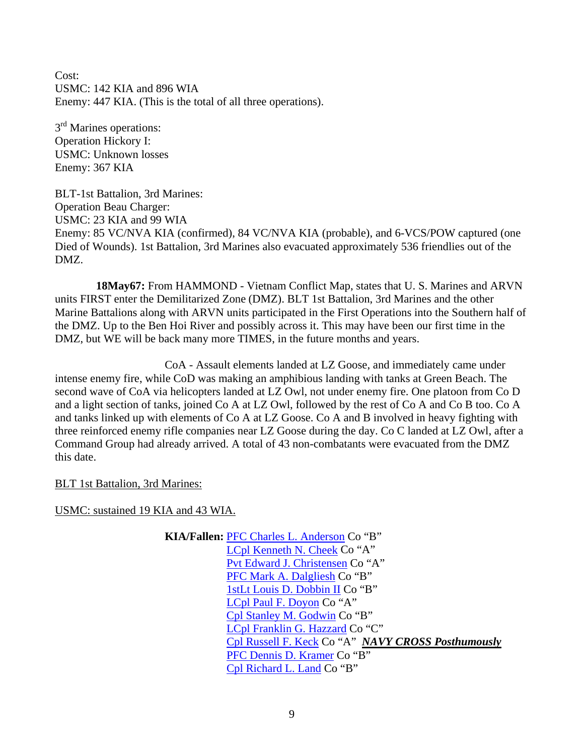Cost:
USMC: 142 KIA and 896 WIA
Enemy: 447 KIA. (This is the total of all three operations).

3rd Marines operations:
Operation Hickory I:
USMC: Unknown losses
Enemy: 367 KIA

BLT-1st Battalion, 3rd Marines:
Operation Beau Charger:
USMC: 23 KIA and 99 WIA
Enemy: 85 VC/NVA KIA (confirmed), 84 VC/NVA KIA (probable), and 6-VCS/POW captured (one Died of Wounds). 1st Battalion, 3rd Marines also evacuated approximately 536 friendlies out of the DMZ.

**18May67:** From HAMMOND - Vietnam Conflict Map, states that U. S. Marines and ARVN units FIRST enter the Demilitarized Zone (DMZ). BLT 1st Battalion, 3rd Marines and the other Marine Battalions along with ARVN units participated in the First Operations into the Southern half of the DMZ. Up to the Ben Hoi River and possibly across it. This may have been our first time in the DMZ, but WE will be back many more TIMES, in the future months and years.

CoA - Assault elements landed at LZ Goose, and immediately came under intense enemy fire, while CoD was making an amphibious landing with tanks at Green Beach. The second wave of CoA via helicopters landed at LZ Owl, not under enemy fire. One platoon from Co D and a light section of tanks, joined Co A at LZ Owl, followed by the rest of Co A and Co B too. Co A and tanks linked up with elements of Co A at LZ Goose. Co A and B involved in heavy fighting with three reinforced enemy rifle companies near LZ Goose during the day. Co C landed at LZ Owl, after a Command Group had already arrived. A total of 43 non-combatants were evacuated from the DMZ this date.

BLT 1st Battalion, 3rd Marines:

USMC: sustained 19 KIA and 43 WIA.

**KIA/Fallen:** PFC Charles L. Anderson Co "B"
LCpl Kenneth N. Cheek Co "A"
Pvt Edward J. Christensen Co "A"
PFC Mark A. Dalgliesh Co "B"
1stLt Louis D. Dobbin II Co "B"
LCpl Paul F. Doyon Co "A"
Cpl Stanley M. Godwin Co "B"
LCpl Franklin G. Hazzard Co "C"
Cpl Russell F. Keck Co "A" ***NAVY CROSS Posthumously***
PFC Dennis D. Kramer Co "B"
Cpl Richard L. Land Co "B"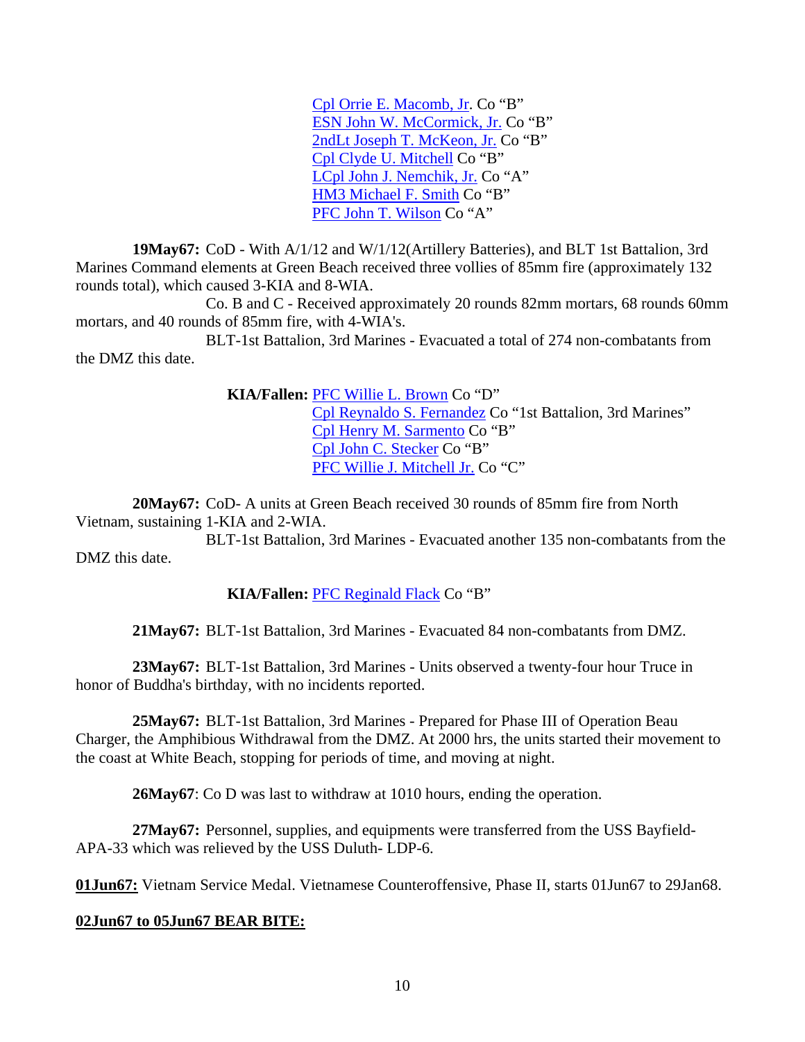[Cpl Orrie E. Macomb, Jr.](#) Co "B"
[ESN John W. McCormick, Jr.](#) Co "B"
[2ndLt Joseph T. McKeon, Jr.](#) Co "B"
[Cpl Clyde U. Mitchell](#) Co "B"
[LCpl John J. Nemchik, Jr.](#) Co "A"
[HM3 Michael F. Smith](#) Co "B"
[PFC John T. Wilson](#) Co "A"

**19May67:** CoD - With A/1/12 and W/1/12(Artillery Batteries), and BLT 1st Battalion, 3rd Marines Command elements at Green Beach received three vollies of 85mm fire (approximately 132 rounds total), which caused 3-KIA and 8-WIA.

Co. B and C - Received approximately 20 rounds 82mm mortars, 68 rounds 60mm mortars, and 40 rounds of 85mm fire, with 4-WIA's.

BLT-1st Battalion, 3rd Marines - Evacuated a total of 274 non-combatants from the DMZ this date.

**KIA/Fallen:** [PFC Willie L. Brown](#) Co "D"
[Cpl Reynaldo S. Fernandez](#) Co "1st Battalion, 3rd Marines"
[Cpl Henry M. Sarmento](#) Co "B"
[Cpl John C. Stecker](#) Co "B"
[PFC Willie J. Mitchell Jr.](#) Co "C"

**20May67:** CoD- A units at Green Beach received 30 rounds of 85mm fire from North Vietnam, sustaining 1-KIA and 2-WIA.

BLT-1st Battalion, 3rd Marines - Evacuated another 135 non-combatants from the DMZ this date.

**KIA/Fallen:** [PFC Reginald Flack](#) Co "B"

**21May67:** BLT-1st Battalion, 3rd Marines - Evacuated 84 non-combatants from DMZ.

**23May67:** BLT-1st Battalion, 3rd Marines - Units observed a twenty-four hour Truce in honor of Buddha's birthday, with no incidents reported.

**25May67:** BLT-1st Battalion, 3rd Marines - Prepared for Phase III of Operation Beau Charger, the Amphibious Withdrawal from the DMZ. At 2000 hrs, the units started their movement to the coast at White Beach, stopping for periods of time, and moving at night.

**26May67**: Co D was last to withdraw at 1010 hours, ending the operation.

**27May67:** Personnel, supplies, and equipments were transferred from the USS Bayfield-APA-33 which was relieved by the USS Duluth- LDP-6.

**01Jun67:** Vietnam Service Medal. Vietnamese Counteroffensive, Phase II, starts 01Jun67 to 29Jan68.

**02Jun67 to 05Jun67 BEAR BITE:**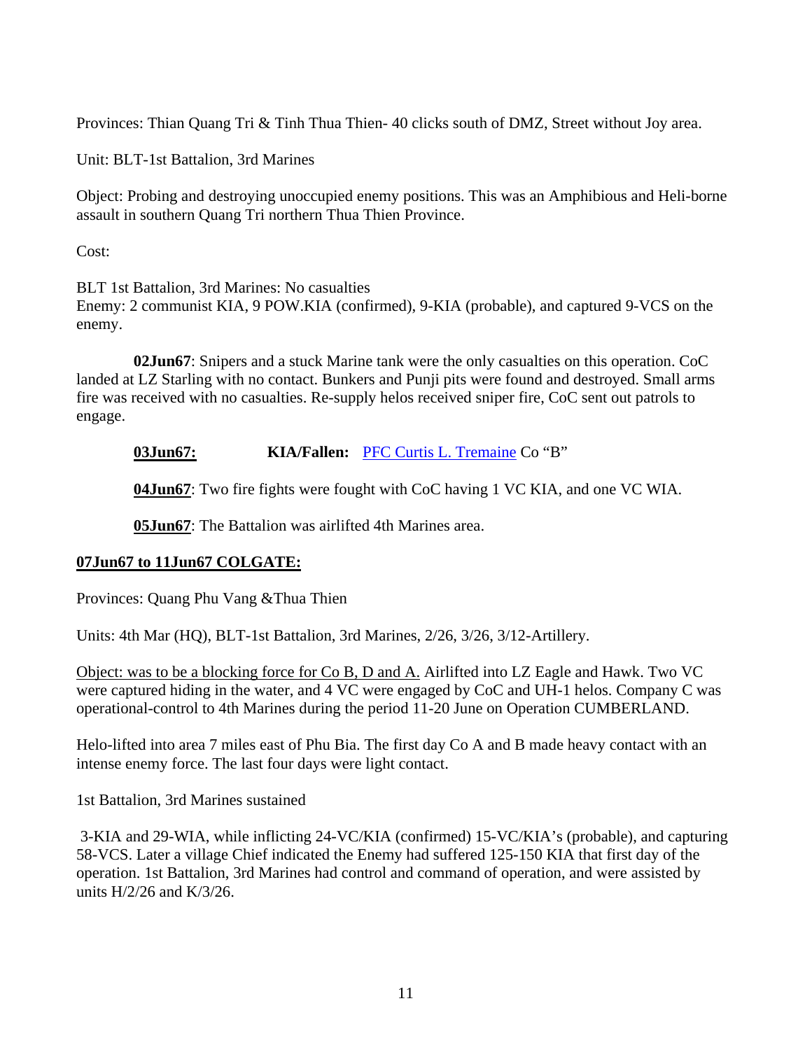Provinces: Thian Quang Tri & Tinh Thua Thien- 40 clicks south of DMZ, Street without Joy area.

Unit: BLT-1st Battalion, 3rd Marines

Object: Probing and destroying unoccupied enemy positions. This was an Amphibious and Heli-borne assault in southern Quang Tri northern Thua Thien Province.

Cost:

BLT 1st Battalion, 3rd Marines: No casualties
Enemy: 2 communist KIA, 9 POW.KIA (confirmed), 9-KIA (probable), and captured 9-VCS on the enemy.

**02Jun67**: Snipers and a stuck Marine tank were the only casualties on this operation. CoC landed at LZ Starling with no contact. Bunkers and Punji pits were found and destroyed. Small arms fire was received with no casualties. Re-supply helos received sniper fire, CoC sent out patrols to engage.

**03Jun67:** **KIA/Fallen:** PFC Curtis L. Tremaine Co "B"

**04Jun67**: Two fire fights were fought with CoC having 1 VC KIA, and one VC WIA.

**05Jun67**: The Battalion was airlifted 4th Marines area.

**07Jun67 to 11Jun67 COLGATE:**

Provinces: Quang Phu Vang &Thua Thien

Units: 4th Mar (HQ), BLT-1st Battalion, 3rd Marines, 2/26, 3/26, 3/12-Artillery.

Object: was to be a blocking force for Co B, D and A. Airlifted into LZ Eagle and Hawk. Two VC were captured hiding in the water, and 4 VC were engaged by CoC and UH-1 helos. Company C was operational-control to 4th Marines during the period 11-20 June on Operation CUMBERLAND.

Helo-lifted into area 7 miles east of Phu Bia. The first day Co A and B made heavy contact with an intense enemy force. The last four days were light contact.

1st Battalion, 3rd Marines sustained

3-KIA and 29-WIA, while inflicting 24-VC/KIA (confirmed) 15-VC/KIA's (probable), and capturing 58-VCS. Later a village Chief indicated the Enemy had suffered 125-150 KIA that first day of the operation. 1st Battalion, 3rd Marines had control and command of operation, and were assisted by units H/2/26 and K/3/26.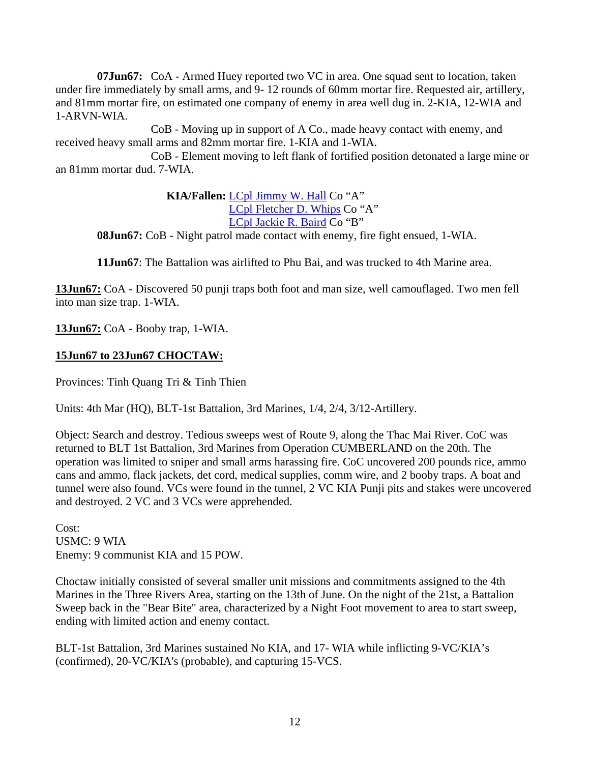**07Jun67:** CoA - Armed Huey reported two VC in area. One squad sent to location, taken under fire immediately by small arms, and 9- 12 rounds of 60mm mortar fire. Requested air, artillery, and 81mm mortar fire, on estimated one company of enemy in area well dug in. 2-KIA, 12-WIA and 1-ARVN-WIA.

CoB - Moving up in support of A Co., made heavy contact with enemy, and received heavy small arms and 82mm mortar fire. 1-KIA and 1-WIA.

CoB - Element moving to left flank of fortified position detonated a large mine or an 81mm mortar dud. 7-WIA.

**KIA/Fallen:** LCpl Jimmy W. Hall Co "A"
LCpl Fletcher D. Whips Co "A"
LCpl Jackie R. Baird Co "B"

**08Jun67:** CoB - Night patrol made contact with enemy, fire fight ensued, 1-WIA.

**11Jun67**: The Battalion was airlifted to Phu Bai, and was trucked to 4th Marine area.

**13Jun67:** CoA - Discovered 50 punji traps both foot and man size, well camouflaged. Two men fell into man size trap. 1-WIA.

**13Jun67:** CoA - Booby trap, 1-WIA.

**15Jun67 to 23Jun67 CHOCTAW:**

Provinces: Tinh Quang Tri & Tinh Thien

Units: 4th Mar (HQ), BLT-1st Battalion, 3rd Marines, 1/4, 2/4, 3/12-Artillery.

Object: Search and destroy. Tedious sweeps west of Route 9, along the Thac Mai River. CoC was returned to BLT 1st Battalion, 3rd Marines from Operation CUMBERLAND on the 20th. The operation was limited to sniper and small arms harassing fire. CoC uncovered 200 pounds rice, ammo cans and ammo, flack jackets, det cord, medical supplies, comm wire, and 2 booby traps. A boat and tunnel were also found. VCs were found in the tunnel, 2 VC KIA Punji pits and stakes were uncovered and destroyed. 2 VC and 3 VCs were apprehended.

Cost:
USMC: 9 WIA
Enemy: 9 communist KIA and 15 POW.

Choctaw initially consisted of several smaller unit missions and commitments assigned to the 4th Marines in the Three Rivers Area, starting on the 13th of June. On the night of the 21st, a Battalion Sweep back in the "Bear Bite" area, characterized by a Night Foot movement to area to start sweep, ending with limited action and enemy contact.

BLT-1st Battalion, 3rd Marines sustained No KIA, and 17- WIA while inflicting 9-VC/KIA's (confirmed), 20-VC/KIA's (probable), and capturing 15-VCS.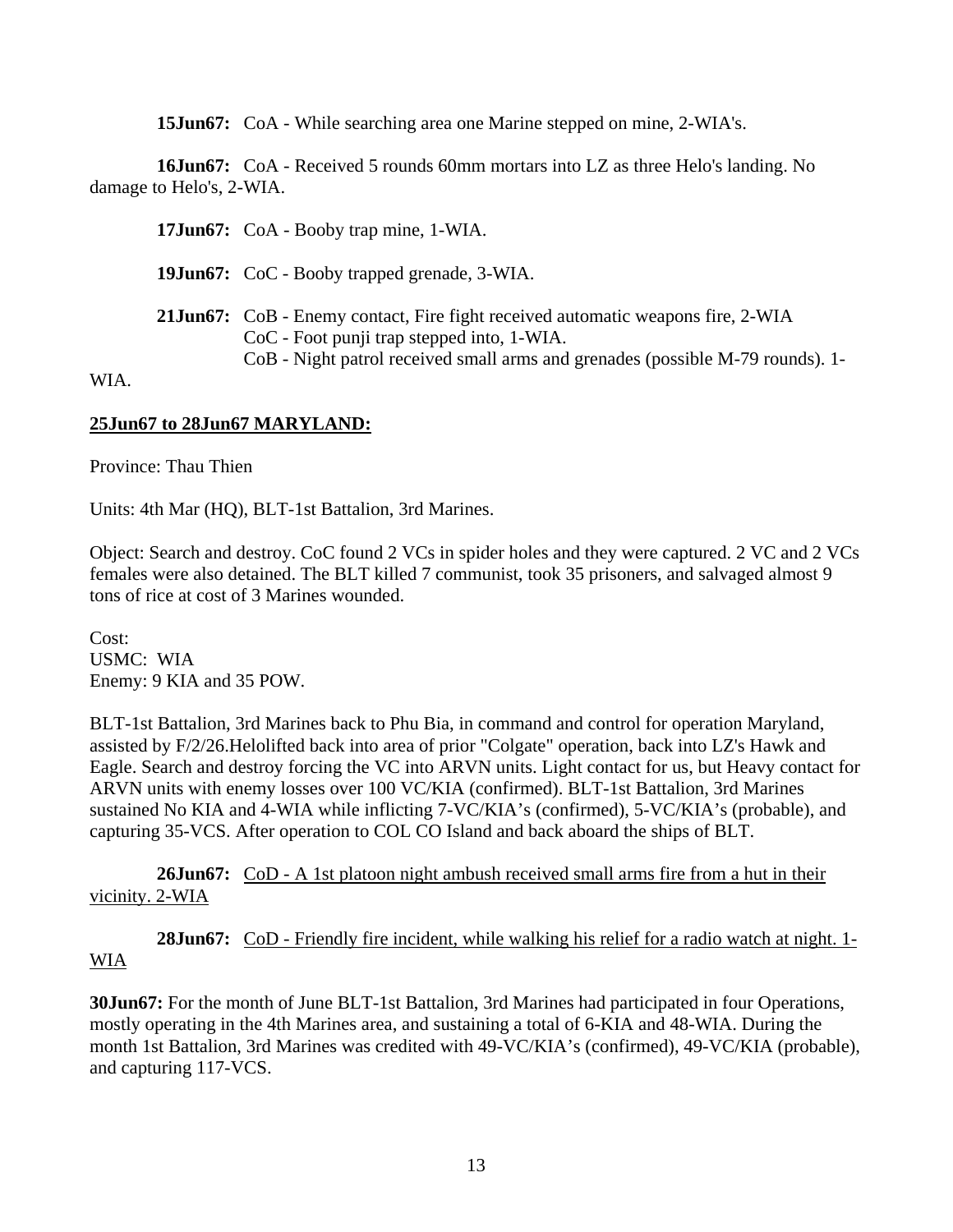**15Jun67:** CoA - While searching area one Marine stepped on mine, 2-WIA's.

**16Jun67:** CoA - Received 5 rounds 60mm mortars into LZ as three Helo's landing. No damage to Helo's, 2-WIA.

**17Jun67:** CoA - Booby trap mine, 1-WIA.

**19Jun67:** CoC - Booby trapped grenade, 3-WIA.

**21Jun67:** CoB - Enemy contact, Fire fight received automatic weapons fire, 2-WIA
CoC - Foot punji trap stepped into, 1-WIA.
CoB - Night patrol received small arms and grenades (possible M-79 rounds). 1-WIA.

**<u>25Jun67 to 28Jun67 MARYLAND:</u>**

Province: Thau Thien

Units: 4th Mar (HQ), BLT-1st Battalion, 3rd Marines.

Object: Search and destroy. CoC found 2 VCs in spider holes and they were captured. 2 VC and 2 VCs females were also detained. The BLT killed 7 communist, took 35 prisoners, and salvaged almost 9 tons of rice at cost of 3 Marines wounded.

Cost:
USMC: WIA
Enemy: 9 KIA and 35 POW.

BLT-1st Battalion, 3rd Marines back to Phu Bia, in command and control for operation Maryland, assisted by F/2/26.Helolifted back into area of prior "Colgate" operation, back into LZ's Hawk and Eagle. Search and destroy forcing the VC into ARVN units. Light contact for us, but Heavy contact for ARVN units with enemy losses over 100 VC/KIA (confirmed). BLT-1st Battalion, 3rd Marines sustained No KIA and 4-WIA while inflicting 7-VC/KIA's (confirmed), 5-VC/KIA's (probable), and capturing 35-VCS. After operation to COL CO Island and back aboard the ships of BLT.

**26Jun67:** <u>CoD - A 1st platoon night ambush received small arms fire from a hut in their vicinity. 2-WIA</u>

**28Jun67:** <u>CoD - Friendly fire incident, while walking his relief for a radio watch at night. 1-WIA</u>

**30Jun67:** For the month of June BLT-1st Battalion, 3rd Marines had participated in four Operations, mostly operating in the 4th Marines area, and sustaining a total of 6-KIA and 48-WIA. During the month 1st Battalion, 3rd Marines was credited with 49-VC/KIA's (confirmed), 49-VC/KIA (probable), and capturing 117-VCS.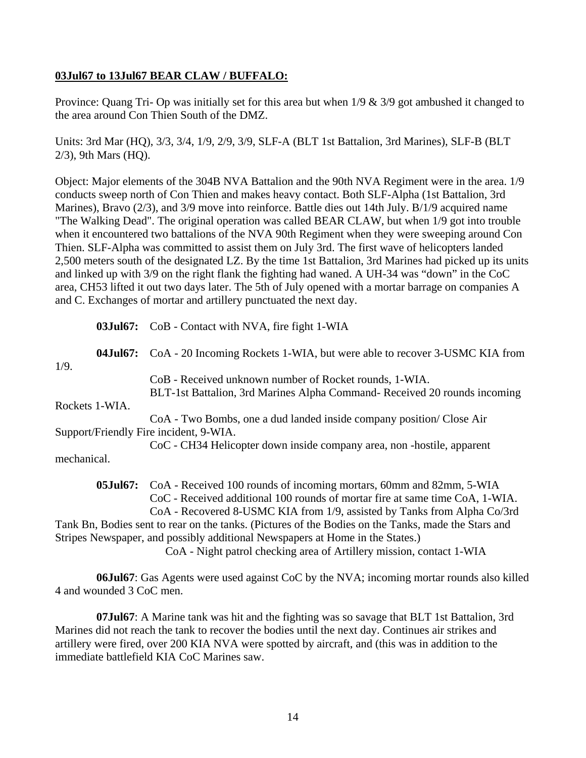**03Jul67 to 13Jul67 BEAR CLAW / BUFFALO:**

Province: Quang Tri- Op was initially set for this area but when 1/9 & 3/9 got ambushed it changed to the area around Con Thien South of the DMZ.

Units: 3rd Mar (HQ), 3/3, 3/4, 1/9, 2/9, 3/9, SLF-A (BLT 1st Battalion, 3rd Marines), SLF-B (BLT 2/3), 9th Mars (HQ).

Object: Major elements of the 304B NVA Battalion and the 90th NVA Regiment were in the area. 1/9 conducts sweep north of Con Thien and makes heavy contact. Both SLF-Alpha (1st Battalion, 3rd Marines), Bravo (2/3), and 3/9 move into reinforce. Battle dies out 14th July. B/1/9 acquired name "The Walking Dead". The original operation was called BEAR CLAW, but when 1/9 got into trouble when it encountered two battalions of the NVA 90th Regiment when they were sweeping around Con Thien. SLF-Alpha was committed to assist them on July 3rd. The first wave of helicopters landed 2,500 meters south of the designated LZ. By the time 1st Battalion, 3rd Marines had picked up its units and linked up with 3/9 on the right flank the fighting had waned. A UH-34 was "down" in the CoC area, CH53 lifted it out two days later. The 5th of July opened with a mortar barrage on companies A and C. Exchanges of mortar and artillery punctuated the next day.

**03Jul67:** CoB - Contact with NVA, fire fight 1-WIA

**04Jul67:** CoA - 20 Incoming Rockets 1-WIA, but were able to recover 3-USMC KIA from 1/9.
CoB - Received unknown number of Rocket rounds, 1-WIA.
BLT-1st Battalion, 3rd Marines Alpha Command- Received 20 rounds incoming Rockets 1-WIA.
CoA - Two Bombs, one a dud landed inside company position/ Close Air Support/Friendly Fire incident, 9-WIA.
CoC - CH34 Helicopter down inside company area, non -hostile, apparent mechanical.

**05Jul67:** CoA - Received 100 rounds of incoming mortars, 60mm and 82mm, 5-WIA
CoC - Received additional 100 rounds of mortar fire at same time CoA, 1-WIA.
CoA - Recovered 8-USMC KIA from 1/9, assisted by Tanks from Alpha Co/3rd Tank Bn, Bodies sent to rear on the tanks. (Pictures of the Bodies on the Tanks, made the Stars and Stripes Newspaper, and possibly additional Newspapers at Home in the States.)
CoA - Night patrol checking area of Artillery mission, contact 1-WIA

**06Jul67**: Gas Agents were used against CoC by the NVA; incoming mortar rounds also killed 4 and wounded 3 CoC men.

**07Jul67**: A Marine tank was hit and the fighting was so savage that BLT 1st Battalion, 3rd Marines did not reach the tank to recover the bodies until the next day. Continues air strikes and artillery were fired, over 200 KIA NVA were spotted by aircraft, and (this was in addition to the immediate battlefield KIA CoC Marines saw.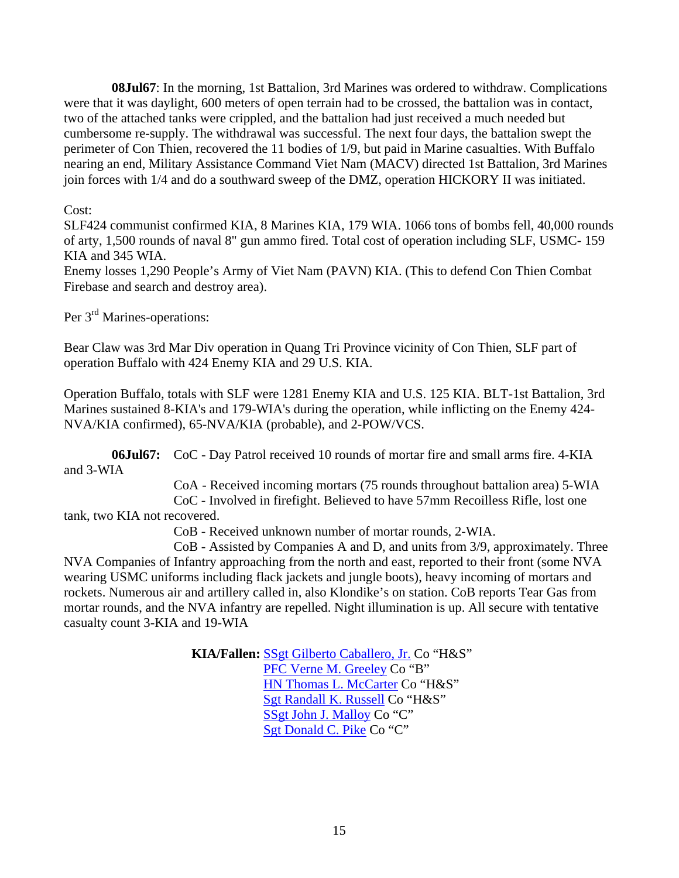**08Jul67**: In the morning, 1st Battalion, 3rd Marines was ordered to withdraw. Complications were that it was daylight, 600 meters of open terrain had to be crossed, the battalion was in contact, two of the attached tanks were crippled, and the battalion had just received a much needed but cumbersome re-supply. The withdrawal was successful. The next four days, the battalion swept the perimeter of Con Thien, recovered the 11 bodies of 1/9, but paid in Marine casualties. With Buffalo nearing an end, Military Assistance Command Viet Nam (MACV) directed 1st Battalion, 3rd Marines join forces with 1/4 and do a southward sweep of the DMZ, operation HICKORY II was initiated.

Cost:
SLF424 communist confirmed KIA, 8 Marines KIA, 179 WIA. 1066 tons of bombs fell, 40,000 rounds of arty, 1,500 rounds of naval 8" gun ammo fired. Total cost of operation including SLF, USMC- 159 KIA and 345 WIA.
Enemy losses 1,290 People's Army of Viet Nam (PAVN) KIA. (This to defend Con Thien Combat Firebase and search and destroy area).

Per 3rd Marines-operations:

Bear Claw was 3rd Mar Div operation in Quang Tri Province vicinity of Con Thien, SLF part of operation Buffalo with 424 Enemy KIA and 29 U.S. KIA.

Operation Buffalo, totals with SLF were 1281 Enemy KIA and U.S. 125 KIA. BLT-1st Battalion, 3rd Marines sustained 8-KIA's and 179-WIA's during the operation, while inflicting on the Enemy 424-NVA/KIA confirmed), 65-NVA/KIA (probable), and 2-POW/VCS.

**06Jul67:** CoC - Day Patrol received 10 rounds of mortar fire and small arms fire. 4-KIA and 3-WIA

CoA - Received incoming mortars (75 rounds throughout battalion area) 5-WIA

CoC - Involved in firefight. Believed to have 57mm Recoilless Rifle, lost one tank, two KIA not recovered.

CoB - Received unknown number of mortar rounds, 2-WIA.

CoB - Assisted by Companies A and D, and units from 3/9, approximately. Three NVA Companies of Infantry approaching from the north and east, reported to their front (some NVA wearing USMC uniforms including flack jackets and jungle boots), heavy incoming of mortars and rockets. Numerous air and artillery called in, also Klondike's on station. CoB reports Tear Gas from mortar rounds, and the NVA infantry are repelled. Night illumination is up. All secure with tentative casualty count 3-KIA and 19-WIA

**KIA/Fallen:** SSgt Gilberto Caballero, Jr. Co "H&S"
PFC Verne M. Greeley Co "B"
HN Thomas L. McCarter Co "H&S"
Sgt Randall K. Russell Co "H&S"
SSgt John J. Malloy Co "C"
Sgt Donald C. Pike Co "C"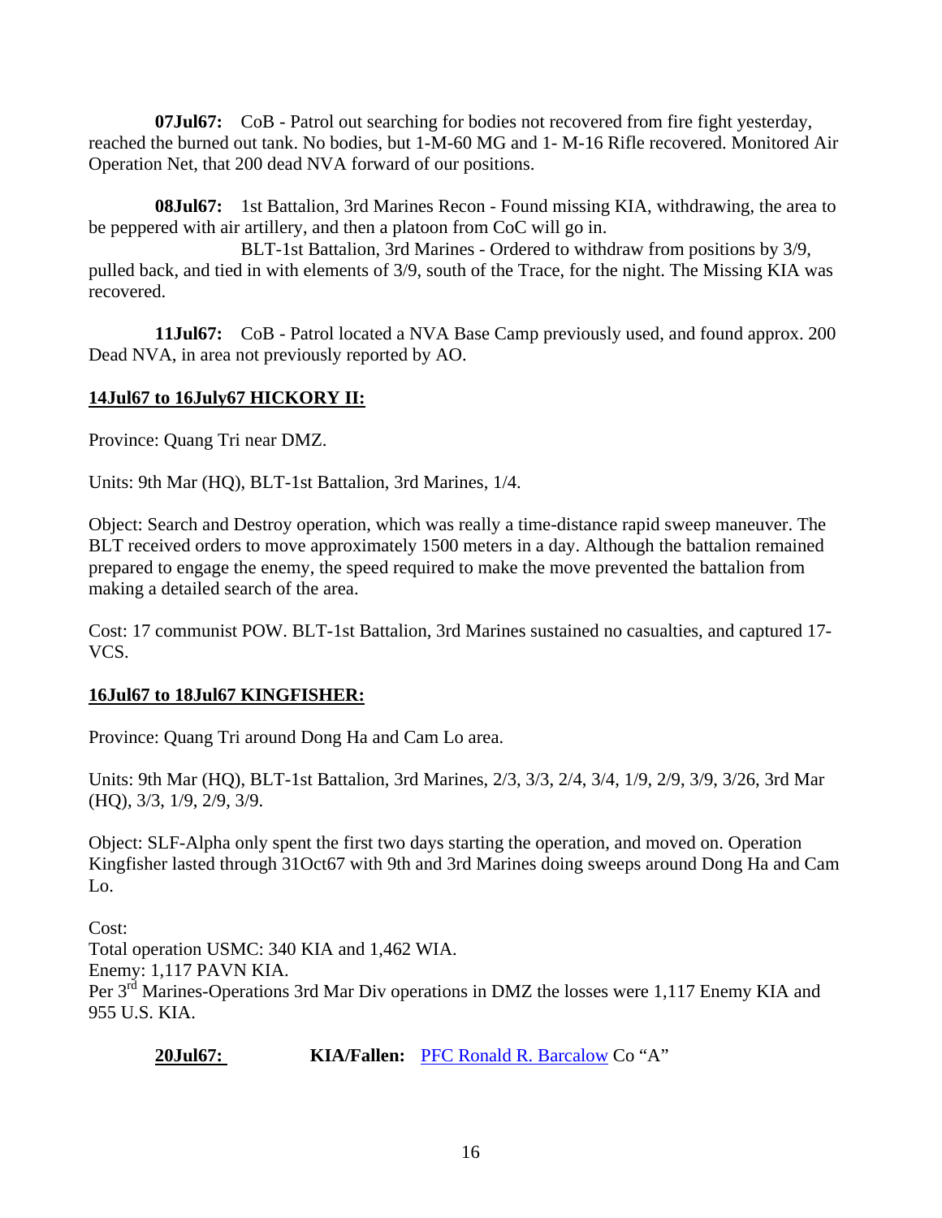**07Jul67:** CoB - Patrol out searching for bodies not recovered from fire fight yesterday, reached the burned out tank. No bodies, but 1-M-60 MG and 1- M-16 Rifle recovered. Monitored Air Operation Net, that 200 dead NVA forward of our positions.

**08Jul67:** 1st Battalion, 3rd Marines Recon - Found missing KIA, withdrawing, the area to be peppered with air artillery, and then a platoon from CoC will go in.

BLT-1st Battalion, 3rd Marines - Ordered to withdraw from positions by 3/9, pulled back, and tied in with elements of 3/9, south of the Trace, for the night. The Missing KIA was recovered.

**11Jul67:** CoB - Patrol located a NVA Base Camp previously used, and found approx. 200 Dead NVA, in area not previously reported by AO.

**14Jul67 to 16July67 HICKORY II:**

Province: Quang Tri near DMZ.

Units: 9th Mar (HQ), BLT-1st Battalion, 3rd Marines, 1/4.

Object: Search and Destroy operation, which was really a time-distance rapid sweep maneuver. The BLT received orders to move approximately 1500 meters in a day. Although the battalion remained prepared to engage the enemy, the speed required to make the move prevented the battalion from making a detailed search of the area.

Cost: 17 communist POW. BLT-1st Battalion, 3rd Marines sustained no casualties, and captured 17-VCS.

**16Jul67 to 18Jul67 KINGFISHER:**

Province: Quang Tri around Dong Ha and Cam Lo area.

Units: 9th Mar (HQ), BLT-1st Battalion, 3rd Marines, 2/3, 3/3, 2/4, 3/4, 1/9, 2/9, 3/9, 3/26, 3rd Mar (HQ), 3/3, 1/9, 2/9, 3/9.

Object: SLF-Alpha only spent the first two days starting the operation, and moved on. Operation Kingfisher lasted through 31Oct67 with 9th and 3rd Marines doing sweeps around Dong Ha and Cam Lo.

Cost:
Total operation USMC: 340 KIA and 1,462 WIA.
Enemy: 1,117 PAVN KIA.
Per 3rd Marines-Operations 3rd Mar Div operations in DMZ the losses were 1,117 Enemy KIA and 955 U.S. KIA.

**20Jul67:** **KIA/Fallen:** PFC Ronald R. Barcalow Co "A"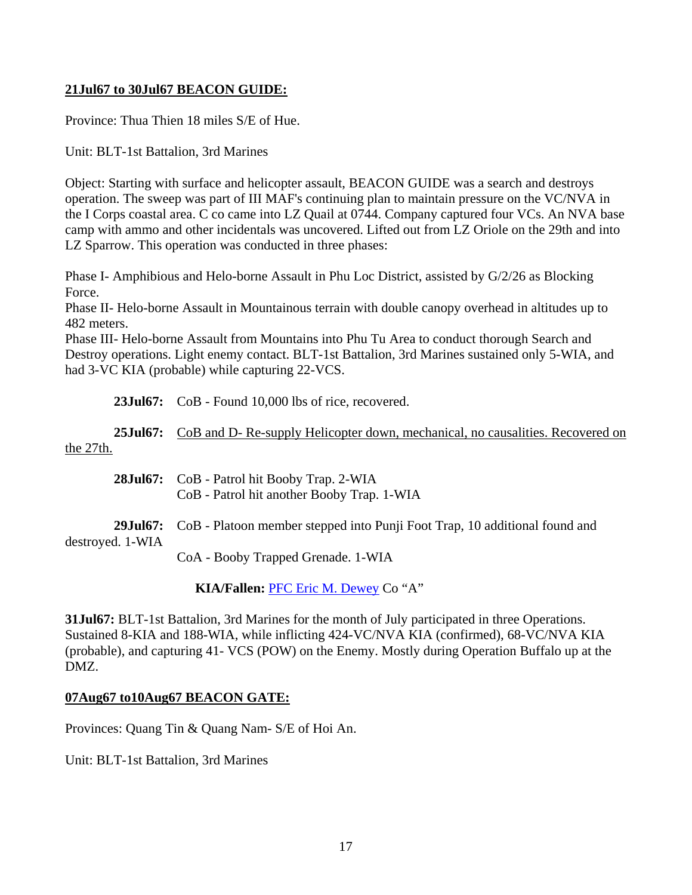**21Jul67 to 30Jul67 BEACON GUIDE:**

Province: Thua Thien 18 miles S/E of Hue.

Unit: BLT-1st Battalion, 3rd Marines

Object: Starting with surface and helicopter assault, BEACON GUIDE was a search and destroys operation. The sweep was part of III MAF's continuing plan to maintain pressure on the VC/NVA in the I Corps coastal area. C co came into LZ Quail at 0744. Company captured four VCs. An NVA base camp with ammo and other incidentals was uncovered. Lifted out from LZ Oriole on the 29th and into LZ Sparrow. This operation was conducted in three phases:

Phase I- Amphibious and Helo-borne Assault in Phu Loc District, assisted by G/2/26 as Blocking Force.
Phase II- Helo-borne Assault in Mountainous terrain with double canopy overhead in altitudes up to 482 meters.
Phase III- Helo-borne Assault from Mountains into Phu Tu Area to conduct thorough Search and Destroy operations. Light enemy contact. BLT-1st Battalion, 3rd Marines sustained only 5-WIA, and had 3-VC KIA (probable) while capturing 22-VCS.

**23Jul67:** CoB - Found 10,000 lbs of rice, recovered.

**25Jul67:** CoB and D- Re-supply Helicopter down, mechanical, no causalities. Recovered on the 27th.

**28Jul67:** CoB - Patrol hit Booby Trap. 2-WIA
CoB - Patrol hit another Booby Trap. 1-WIA

**29Jul67:** CoB - Platoon member stepped into Punji Foot Trap, 10 additional found and destroyed. 1-WIA
CoA - Booby Trapped Grenade. 1-WIA

**KIA/Fallen:** PFC Eric M. Dewey Co "A"

**31Jul67:** BLT-1st Battalion, 3rd Marines for the month of July participated in three Operations. Sustained 8-KIA and 188-WIA, while inflicting 424-VC/NVA KIA (confirmed), 68-VC/NVA KIA (probable), and capturing 41- VCS (POW) on the Enemy. Mostly during Operation Buffalo up at the DMZ.

**07Aug67 to10Aug67 BEACON GATE:**

Provinces: Quang Tin & Quang Nam- S/E of Hoi An.

Unit: BLT-1st Battalion, 3rd Marines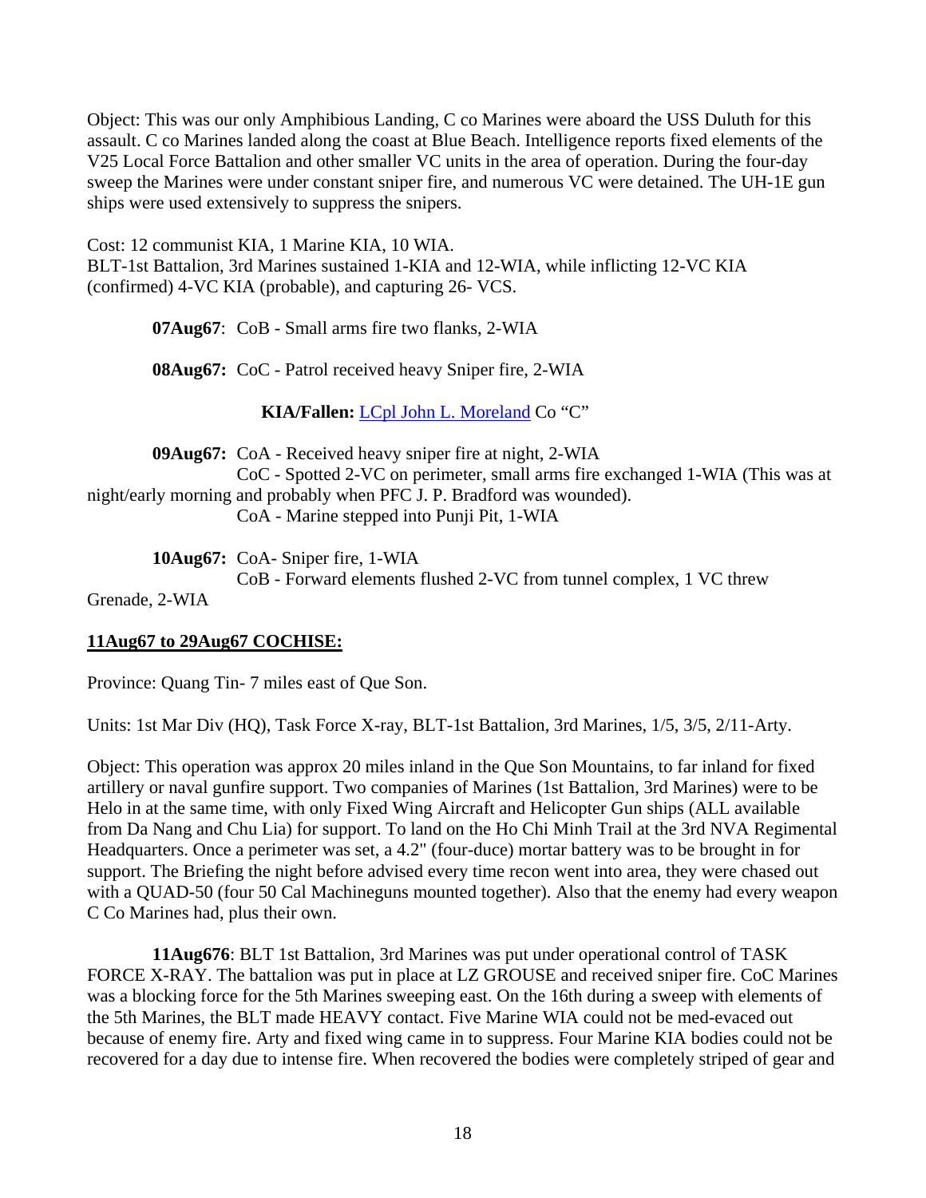Object: This was our only Amphibious Landing, C co Marines were aboard the USS Duluth for this assault. C co Marines landed along the coast at Blue Beach. Intelligence reports fixed elements of the V25 Local Force Battalion and other smaller VC units in the area of operation. During the four-day sweep the Marines were under constant sniper fire, and numerous VC were detained. The UH-1E gun ships were used extensively to suppress the snipers.

Cost: 12 communist KIA, 1 Marine KIA, 10 WIA.
BLT-1st Battalion, 3rd Marines sustained 1-KIA and 12-WIA, while inflicting 12-VC KIA (confirmed) 4-VC KIA (probable), and capturing 26- VCS.

**07Aug67**: CoB - Small arms fire two flanks, 2-WIA

**08Aug67:** CoC - Patrol received heavy Sniper fire, 2-WIA

**KIA/Fallen:** LCpl John L. Moreland Co "C"

**09Aug67:** CoA - Received heavy sniper fire at night, 2-WIA
CoC - Spotted 2-VC on perimeter, small arms fire exchanged 1-WIA (This was at night/early morning and probably when PFC J. P. Bradford was wounded).
CoA - Marine stepped into Punji Pit, 1-WIA

**10Aug67:** CoA- Sniper fire, 1-WIA
CoB - Forward elements flushed 2-VC from tunnel complex, 1 VC threw Grenade, 2-WIA

**11Aug67 to 29Aug67 COCHISE:**

Province: Quang Tin- 7 miles east of Que Son.

Units: 1st Mar Div (HQ), Task Force X-ray, BLT-1st Battalion, 3rd Marines, 1/5, 3/5, 2/11-Arty.

Object: This operation was approx 20 miles inland in the Que Son Mountains, to far inland for fixed artillery or naval gunfire support. Two companies of Marines (1st Battalion, 3rd Marines) were to be Helo in at the same time, with only Fixed Wing Aircraft and Helicopter Gun ships (ALL available from Da Nang and Chu Lia) for support. To land on the Ho Chi Minh Trail at the 3rd NVA Regimental Headquarters. Once a perimeter was set, a 4.2" (four-duce) mortar battery was to be brought in for support. The Briefing the night before advised every time recon went into area, they were chased out with a QUAD-50 (four 50 Cal Machineguns mounted together). Also that the enemy had every weapon C Co Marines had, plus their own.

**11Aug676**: BLT 1st Battalion, 3rd Marines was put under operational control of TASK FORCE X-RAY. The battalion was put in place at LZ GROUSE and received sniper fire. CoC Marines was a blocking force for the 5th Marines sweeping east. On the 16th during a sweep with elements of the 5th Marines, the BLT made HEAVY contact. Five Marine WIA could not be med-evaced out because of enemy fire. Arty and fixed wing came in to suppress. Four Marine KIA bodies could not be recovered for a day due to intense fire. When recovered the bodies were completely striped of gear and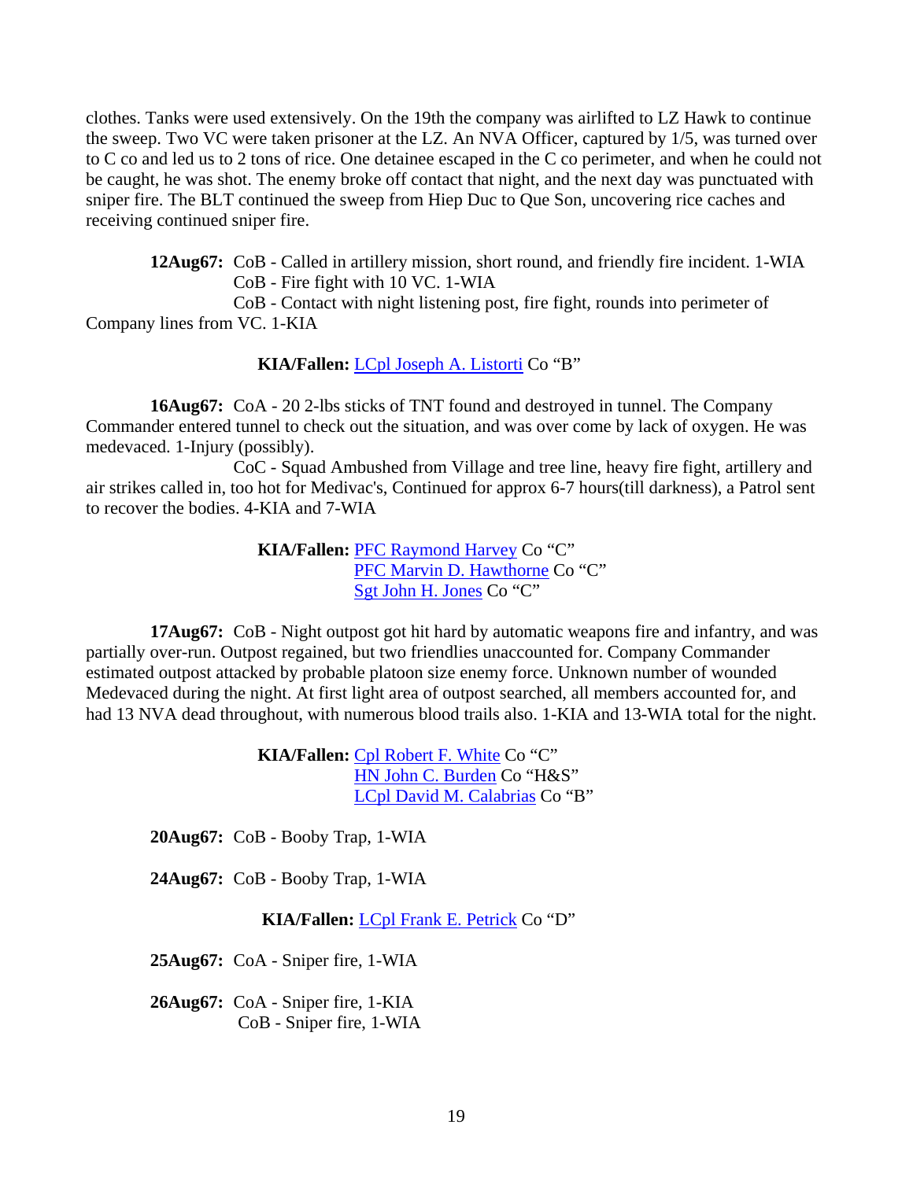clothes. Tanks were used extensively. On the 19th the company was airlifted to LZ Hawk to continue the sweep. Two VC were taken prisoner at the LZ. An NVA Officer, captured by 1/5, was turned over to C co and led us to 2 tons of rice. One detainee escaped in the C co perimeter, and when he could not be caught, he was shot. The enemy broke off contact that night, and the next day was punctuated with sniper fire. The BLT continued the sweep from Hiep Duc to Que Son, uncovering rice caches and receiving continued sniper fire.

**12Aug67:** CoB - Called in artillery mission, short round, and friendly fire incident. 1-WIA
CoB - Fire fight with 10 VC. 1-WIA
CoB - Contact with night listening post, fire fight, rounds into perimeter of Company lines from VC. 1-KIA

**KIA/Fallen:** LCpl Joseph A. Listorti Co "B"

**16Aug67:** CoA - 20 2-lbs sticks of TNT found and destroyed in tunnel. The Company Commander entered tunnel to check out the situation, and was over come by lack of oxygen. He was medevaced. 1-Injury (possibly).

CoC - Squad Ambushed from Village and tree line, heavy fire fight, artillery and air strikes called in, too hot for Medivac's, Continued for approx 6-7 hours(till darkness), a Patrol sent to recover the bodies. 4-KIA and 7-WIA

**KIA/Fallen:** PFC Raymond Harvey Co "C"
PFC Marvin D. Hawthorne Co "C"
Sgt John H. Jones Co "C"

**17Aug67:** CoB - Night outpost got hit hard by automatic weapons fire and infantry, and was partially over-run. Outpost regained, but two friendlies unaccounted for. Company Commander estimated outpost attacked by probable platoon size enemy force. Unknown number of wounded Medevaced during the night. At first light area of outpost searched, all members accounted for, and had 13 NVA dead throughout, with numerous blood trails also. 1-KIA and 13-WIA total for the night.

**KIA/Fallen:** Cpl Robert F. White Co "C"
HN John C. Burden Co "H&S"
LCpl David M. Calabrias Co "B"

**20Aug67:** CoB - Booby Trap, 1-WIA

**24Aug67:** CoB - Booby Trap, 1-WIA

**KIA/Fallen:** LCpl Frank E. Petrick Co "D"

**25Aug67:** CoA - Sniper fire, 1-WIA

**26Aug67:** CoA - Sniper fire, 1-KIA
CoB - Sniper fire, 1-WIA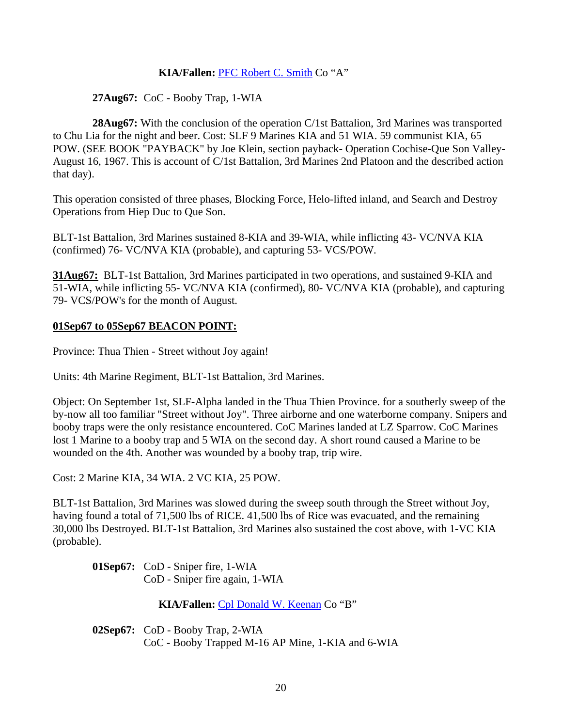**KIA/Fallen:** PFC Robert C. Smith Co "A"

**27Aug67:** CoC - Booby Trap, 1-WIA

**28Aug67:** With the conclusion of the operation C/1st Battalion, 3rd Marines was transported to Chu Lia for the night and beer. Cost: SLF 9 Marines KIA and 51 WIA. 59 communist KIA, 65 POW. (SEE BOOK "PAYBACK" by Joe Klein, section payback- Operation Cochise-Que Son Valley- August 16, 1967. This is account of C/1st Battalion, 3rd Marines 2nd Platoon and the described action that day).

This operation consisted of three phases, Blocking Force, Helo-lifted inland, and Search and Destroy Operations from Hiep Duc to Que Son.

BLT-1st Battalion, 3rd Marines sustained 8-KIA and 39-WIA, while inflicting 43- VC/NVA KIA (confirmed) 76- VC/NVA KIA (probable), and capturing 53- VCS/POW.

**31Aug67:** BLT-1st Battalion, 3rd Marines participated in two operations, and sustained 9-KIA and 51-WIA, while inflicting 55- VC/NVA KIA (confirmed), 80- VC/NVA KIA (probable), and capturing 79- VCS/POW's for the month of August.

**01Sep67 to 05Sep67 BEACON POINT:**

Province: Thua Thien - Street without Joy again!

Units: 4th Marine Regiment, BLT-1st Battalion, 3rd Marines.

Object: On September 1st, SLF-Alpha landed in the Thua Thien Province. for a southerly sweep of the by-now all too familiar "Street without Joy". Three airborne and one waterborne company. Snipers and booby traps were the only resistance encountered. CoC Marines landed at LZ Sparrow. CoC Marines lost 1 Marine to a booby trap and 5 WIA on the second day. A short round caused a Marine to be wounded on the 4th. Another was wounded by a booby trap, trip wire.

Cost: 2 Marine KIA, 34 WIA. 2 VC KIA, 25 POW.

BLT-1st Battalion, 3rd Marines was slowed during the sweep south through the Street without Joy, having found a total of 71,500 lbs of RICE. 41,500 lbs of Rice was evacuated, and the remaining 30,000 lbs Destroyed. BLT-1st Battalion, 3rd Marines also sustained the cost above, with 1-VC KIA (probable).

**01Sep67:** CoD - Sniper fire, 1-WIA
CoD - Sniper fire again, 1-WIA

**KIA/Fallen:** Cpl Donald W. Keenan Co "B"

**02Sep67:** CoD - Booby Trap, 2-WIA
CoC - Booby Trapped M-16 AP Mine, 1-KIA and 6-WIA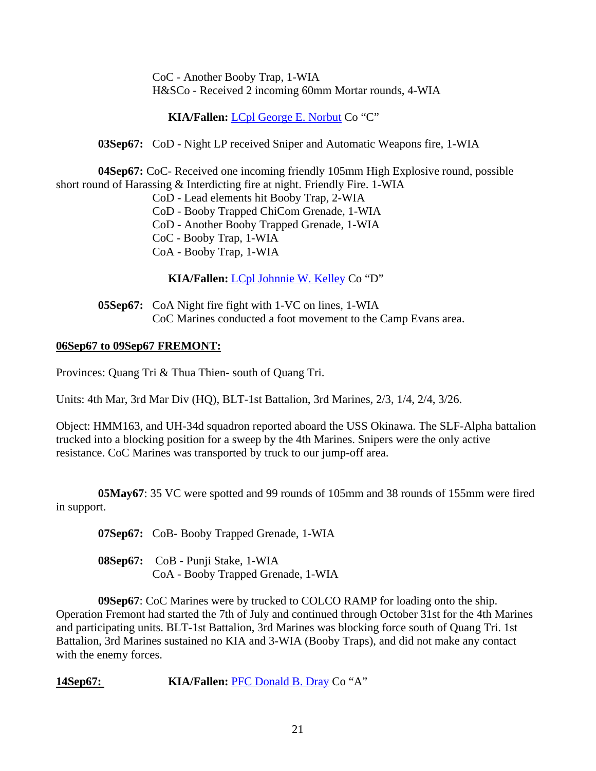CoC - Another Booby Trap, 1-WIA
H&SCo - Received 2 incoming 60mm Mortar rounds, 4-WIA

**KIA/Fallen:** LCpl George E. Norbut Co "C"

**03Sep67:** CoD - Night LP received Sniper and Automatic Weapons fire, 1-WIA

**04Sep67:** CoC- Received one incoming friendly 105mm High Explosive round, possible short round of Harassing & Interdicting fire at night. Friendly Fire. 1-WIA

CoD - Lead elements hit Booby Trap, 2-WIA
CoD - Booby Trapped ChiCom Grenade, 1-WIA
CoD - Another Booby Trapped Grenade, 1-WIA
CoC - Booby Trap, 1-WIA
CoA - Booby Trap, 1-WIA

**KIA/Fallen:** LCpl Johnnie W. Kelley Co "D"

**05Sep67:** CoA Night fire fight with 1-VC on lines, 1-WIA
CoC Marines conducted a foot movement to the Camp Evans area.

**06Sep67 to 09Sep67 FREMONT:**

Provinces: Quang Tri & Thua Thien- south of Quang Tri.

Units: 4th Mar, 3rd Mar Div (HQ), BLT-1st Battalion, 3rd Marines, 2/3, 1/4, 2/4, 3/26.

Object: HMM163, and UH-34d squadron reported aboard the USS Okinawa. The SLF-Alpha battalion trucked into a blocking position for a sweep by the 4th Marines. Snipers were the only active resistance. CoC Marines was transported by truck to our jump-off area.

**05May67**: 35 VC were spotted and 99 rounds of 105mm and 38 rounds of 155mm were fired in support.

**07Sep67:** CoB- Booby Trapped Grenade, 1-WIA

**08Sep67:** CoB - Punji Stake, 1-WIA
CoA - Booby Trapped Grenade, 1-WIA

**09Sep67**: CoC Marines were by trucked to COLCO RAMP for loading onto the ship. Operation Fremont had started the 7th of July and continued through October 31st for the 4th Marines and participating units. BLT-1st Battalion, 3rd Marines was blocking force south of Quang Tri. 1st Battalion, 3rd Marines sustained no KIA and 3-WIA (Booby Traps), and did not make any contact with the enemy forces.

**14Sep67:** **KIA/Fallen:** PFC Donald B. Dray Co "A"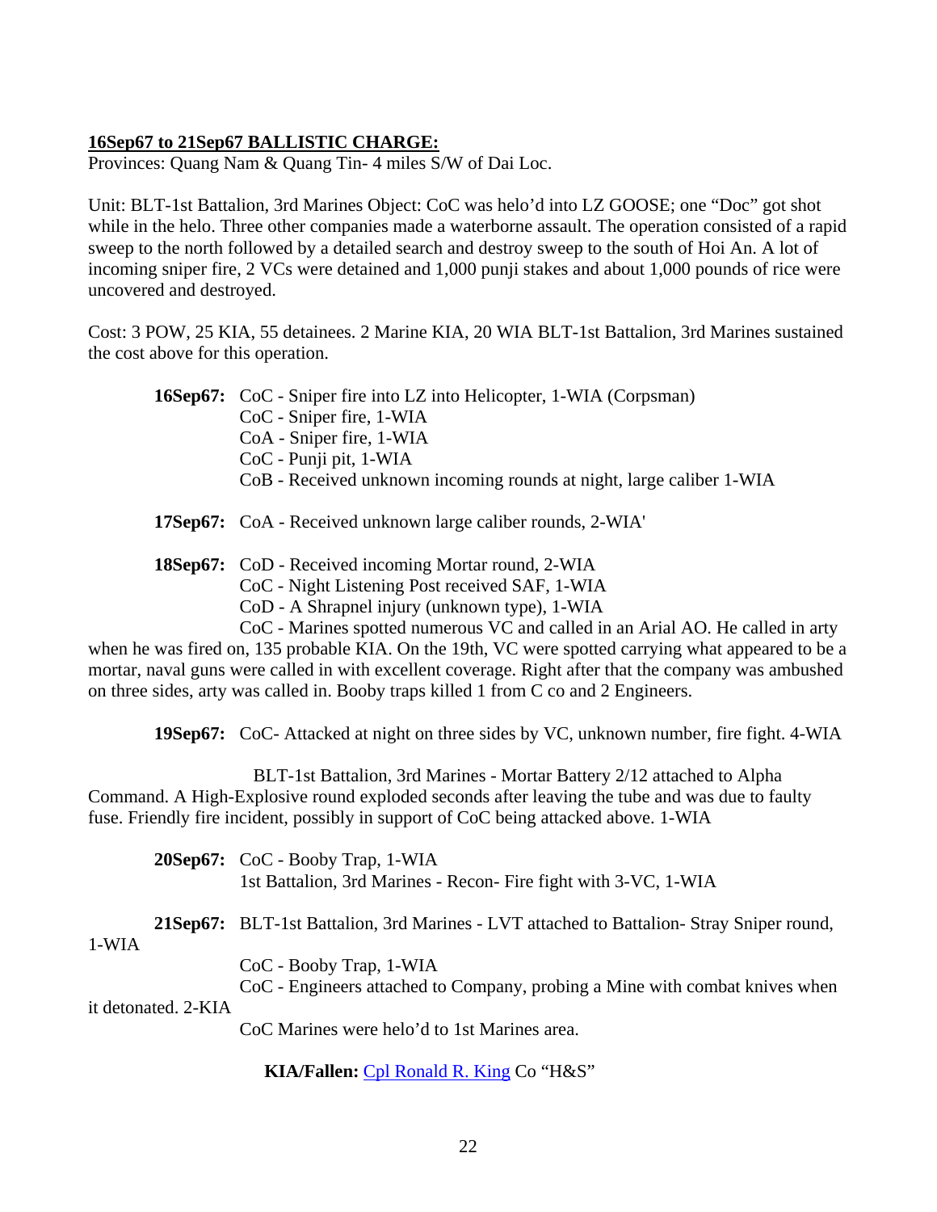**16Sep67 to 21Sep67 BALLISTIC CHARGE:**

Provinces: Quang Nam & Quang Tin- 4 miles S/W of Dai Loc.

Unit: BLT-1st Battalion, 3rd Marines Object: CoC was helo'd into LZ GOOSE; one "Doc" got shot while in the helo. Three other companies made a waterborne assault. The operation consisted of a rapid sweep to the north followed by a detailed search and destroy sweep to the south of Hoi An. A lot of incoming sniper fire, 2 VCs were detained and 1,000 punji stakes and about 1,000 pounds of rice were uncovered and destroyed.

Cost: 3 POW, 25 KIA, 55 detainees. 2 Marine KIA, 20 WIA BLT-1st Battalion, 3rd Marines sustained the cost above for this operation.

**16Sep67:** CoC - Sniper fire into LZ into Helicopter, 1-WIA (Corpsman)
CoC - Sniper fire, 1-WIA
CoA - Sniper fire, 1-WIA
CoC - Punji pit, 1-WIA
CoB - Received unknown incoming rounds at night, large caliber 1-WIA

**17Sep67:** CoA - Received unknown large caliber rounds, 2-WIA'

**18Sep67:** CoD - Received incoming Mortar round, 2-WIA
CoC - Night Listening Post received SAF, 1-WIA
CoD - A Shrapnel injury (unknown type), 1-WIA
CoC - Marines spotted numerous VC and called in an Arial AO. He called in arty when he was fired on, 135 probable KIA. On the 19th, VC were spotted carrying what appeared to be a mortar, naval guns were called in with excellent coverage. Right after that the company was ambushed on three sides, arty was called in. Booby traps killed 1 from C co and 2 Engineers.

**19Sep67:** CoC- Attacked at night on three sides by VC, unknown number, fire fight. 4-WIA

BLT-1st Battalion, 3rd Marines - Mortar Battery 2/12 attached to Alpha Command. A High-Explosive round exploded seconds after leaving the tube and was due to faulty fuse. Friendly fire incident, possibly in support of CoC being attacked above. 1-WIA

**20Sep67:** CoC - Booby Trap, 1-WIA
1st Battalion, 3rd Marines - Recon- Fire fight with 3-VC, 1-WIA

**21Sep67:** BLT-1st Battalion, 3rd Marines - LVT attached to Battalion- Stray Sniper round, 1-WIA
CoC - Booby Trap, 1-WIA
CoC - Engineers attached to Company, probing a Mine with combat knives when it detonated. 2-KIA
CoC Marines were helo'd to 1st Marines area.

**KIA/Fallen:** Cpl Ronald R. King Co "H&S"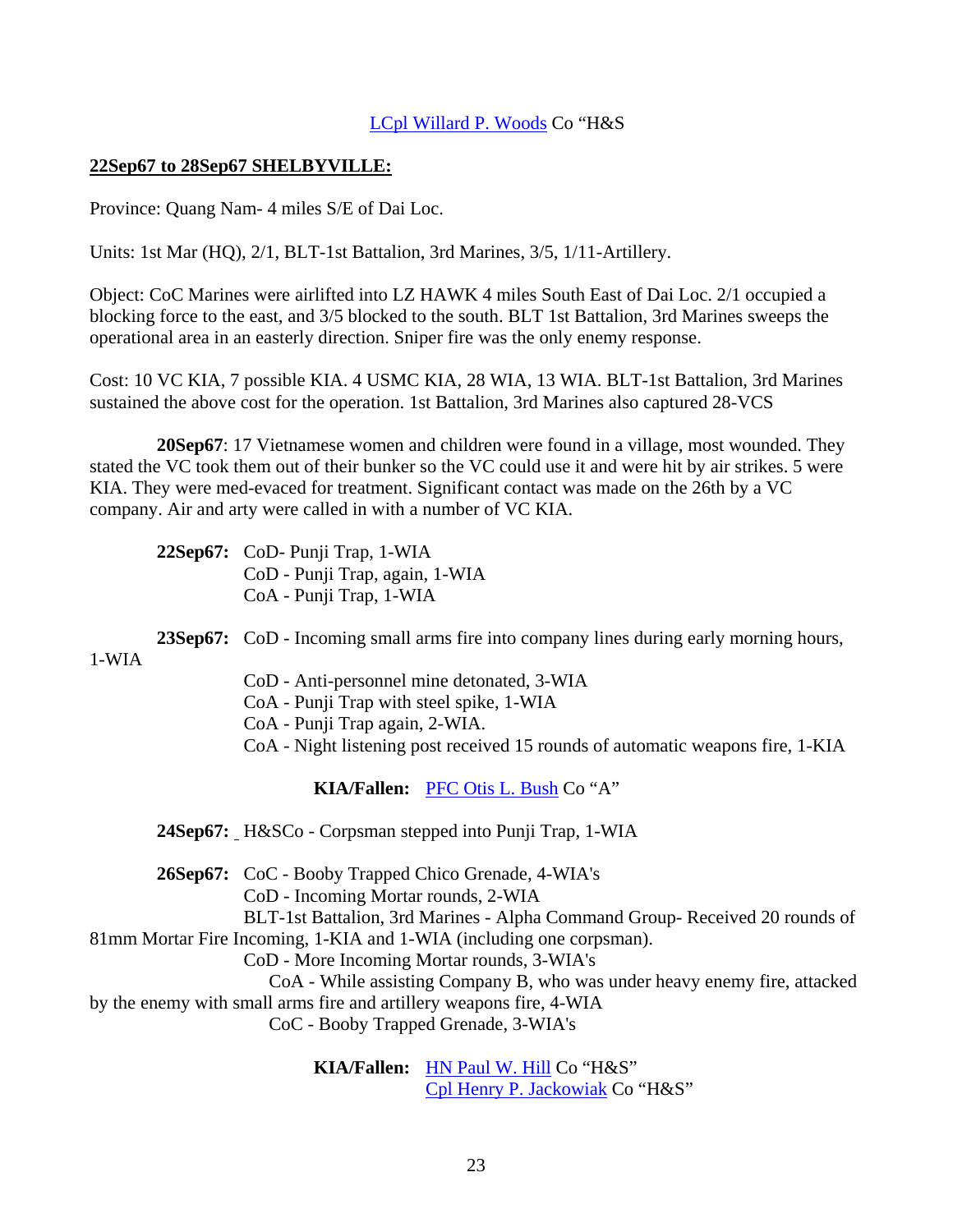LCpl Willard P. Woods Co “H&S

**22Sep67 to 28Sep67 SHELBYVILLE:**

Province: Quang Nam- 4 miles S/E of Dai Loc.

Units: 1st Mar (HQ), 2/1, BLT-1st Battalion, 3rd Marines, 3/5, 1/11-Artillery.

Object: CoC Marines were airlifted into LZ HAWK 4 miles South East of Dai Loc. 2/1 occupied a blocking force to the east, and 3/5 blocked to the south. BLT 1st Battalion, 3rd Marines sweeps the operational area in an easterly direction. Sniper fire was the only enemy response.

Cost: 10 VC KIA, 7 possible KIA. 4 USMC KIA, 28 WIA, 13 WIA. BLT-1st Battalion, 3rd Marines sustained the above cost for the operation. 1st Battalion, 3rd Marines also captured 28-VCS

**20Sep67**: 17 Vietnamese women and children were found in a village, most wounded. They stated the VC took them out of their bunker so the VC could use it and were hit by air strikes. 5 were KIA. They were med-evaced for treatment. Significant contact was made on the 26th by a VC company. Air and arty were called in with a number of VC KIA.

**22Sep67:** CoD- Punji Trap, 1-WIA
CoD - Punji Trap, again, 1-WIA
CoA - Punji Trap, 1-WIA

**23Sep67:** CoD - Incoming small arms fire into company lines during early morning hours, 1-WIA
CoD - Anti-personnel mine detonated, 3-WIA
CoA - Punji Trap with steel spike, 1-WIA
CoA - Punji Trap again, 2-WIA.
CoA - Night listening post received 15 rounds of automatic weapons fire, 1-KIA

**KIA/Fallen:** PFC Otis L. Bush Co “A”

**24Sep67:** H&SCo - Corpsman stepped into Punji Trap, 1-WIA

**26Sep67:** CoC - Booby Trapped Chico Grenade, 4-WIA's
CoD - Incoming Mortar rounds, 2-WIA
BLT-1st Battalion, 3rd Marines - Alpha Command Group- Received 20 rounds of 81mm Mortar Fire Incoming, 1-KIA and 1-WIA (including one corpsman).
CoD - More Incoming Mortar rounds, 3-WIA's
CoA - While assisting Company B, who was under heavy enemy fire, attacked by the enemy with small arms fire and artillery weapons fire, 4-WIA
CoC - Booby Trapped Grenade, 3-WIA's

**KIA/Fallen:** HN Paul W. Hill Co “H&S”
Cpl Henry P. Jackowiak Co “H&S”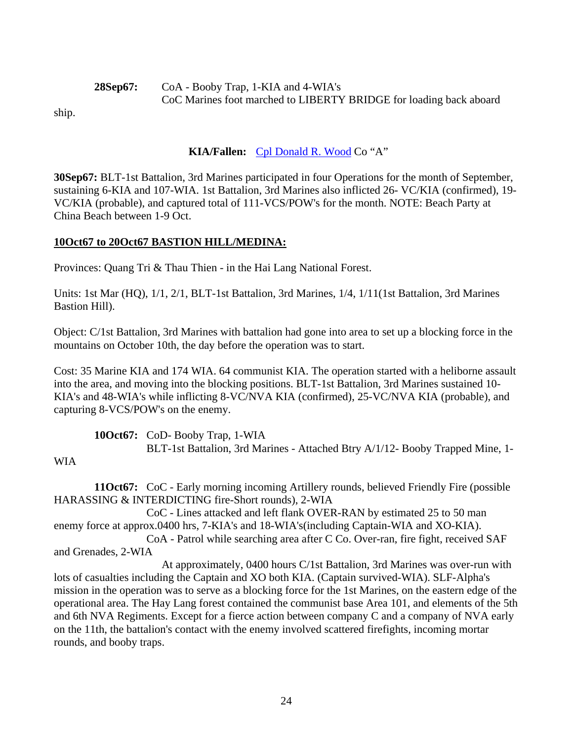**28Sep67:** CoA - Booby Trap, 1-KIA and 4-WIA's
CoC Marines foot marched to LIBERTY BRIDGE for loading back aboard ship.

**KIA/Fallen:** Cpl Donald R. Wood Co "A"

**30Sep67:** BLT-1st Battalion, 3rd Marines participated in four Operations for the month of September, sustaining 6-KIA and 107-WIA. 1st Battalion, 3rd Marines also inflicted 26- VC/KIA (confirmed), 19-VC/KIA (probable), and captured total of 111-VCS/POW's for the month. NOTE: Beach Party at China Beach between 1-9 Oct.

**10Oct67 to 20Oct67 BASTION HILL/MEDINA:**

Provinces: Quang Tri & Thau Thien - in the Hai Lang National Forest.

Units: 1st Mar (HQ), 1/1, 2/1, BLT-1st Battalion, 3rd Marines, 1/4, 1/11(1st Battalion, 3rd Marines Bastion Hill).

Object: C/1st Battalion, 3rd Marines with battalion had gone into area to set up a blocking force in the mountains on October 10th, the day before the operation was to start.

Cost: 35 Marine KIA and 174 WIA. 64 communist KIA. The operation started with a heliborne assault into the area, and moving into the blocking positions. BLT-1st Battalion, 3rd Marines sustained 10-KIA's and 48-WIA's while inflicting 8-VC/NVA KIA (confirmed), 25-VC/NVA KIA (probable), and capturing 8-VCS/POW's on the enemy.

**10Oct67:** CoD- Booby Trap, 1-WIA
BLT-1st Battalion, 3rd Marines - Attached Btry A/1/12- Booby Trapped Mine, 1-WIA

**11Oct67:** CoC - Early morning incoming Artillery rounds, believed Friendly Fire (possible HARASSING & INTERDICTING fire-Short rounds), 2-WIA
CoC - Lines attacked and left flank OVER-RAN by estimated 25 to 50 man enemy force at approx.0400 hrs, 7-KIA's and 18-WIA's(including Captain-WIA and XO-KIA).
CoA - Patrol while searching area after C Co. Over-ran, fire fight, received SAF and Grenades, 2-WIA
At approximately, 0400 hours C/1st Battalion, 3rd Marines was over-run with lots of casualties including the Captain and XO both KIA. (Captain survived-WIA). SLF-Alpha's mission in the operation was to serve as a blocking force for the 1st Marines, on the eastern edge of the operational area. The Hay Lang forest contained the communist base Area 101, and elements of the 5th and 6th NVA Regiments. Except for a fierce action between company C and a company of NVA early on the 11th, the battalion's contact with the enemy involved scattered firefights, incoming mortar rounds, and booby traps.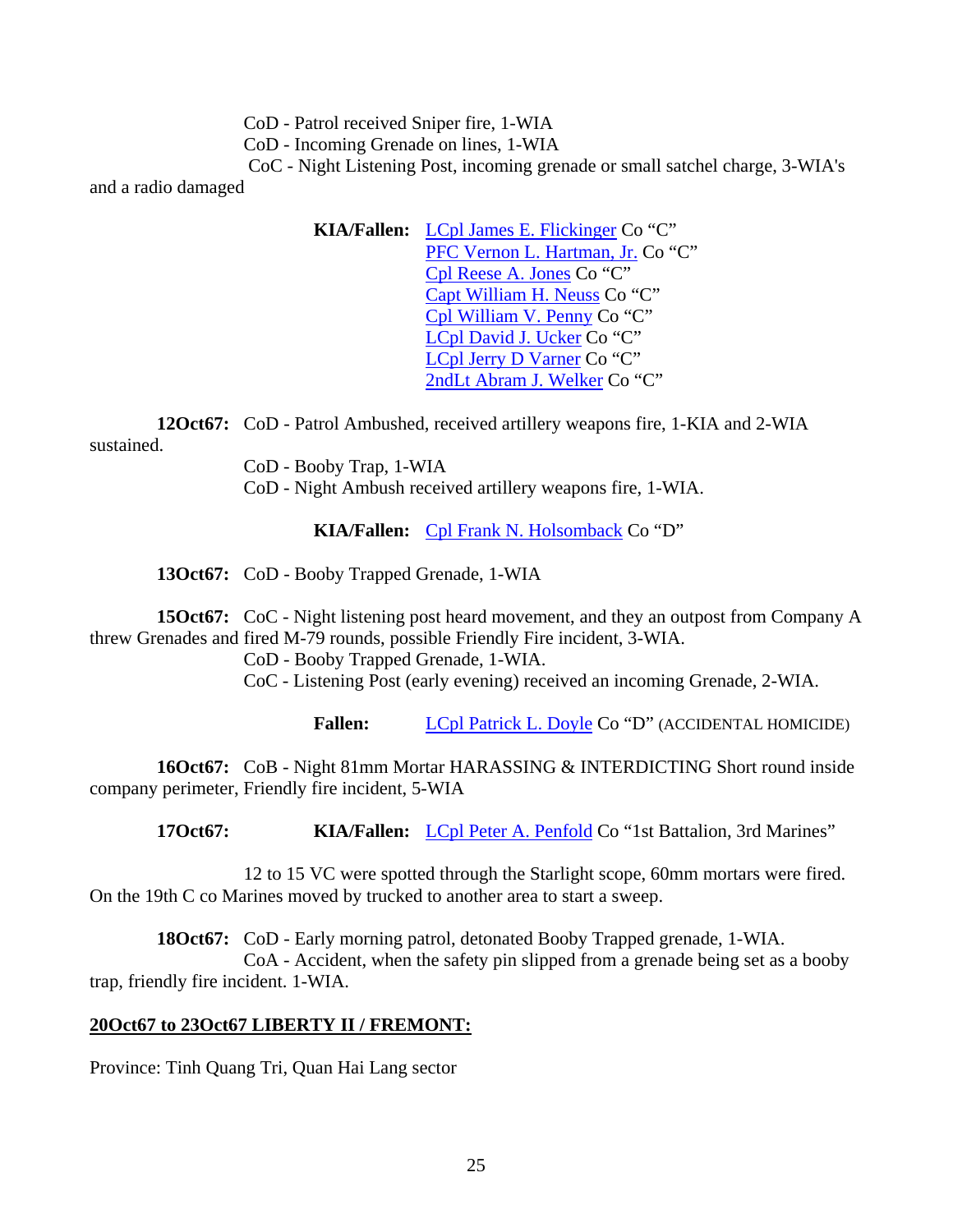CoD - Patrol received Sniper fire, 1-WIA
CoD - Incoming Grenade on lines, 1-WIA
CoC - Night Listening Post, incoming grenade or small satchel charge, 3-WIA's and a radio damaged

**KIA/Fallen:** LCpl James E. Flickinger Co "C"
PFC Vernon L. Hartman, Jr. Co "C"
Cpl Reese A. Jones Co "C"
Capt William H. Neuss Co "C"
Cpl William V. Penny Co "C"
LCpl David J. Ucker Co "C"
LCpl Jerry D Varner Co "C"
2ndLt Abram J. Welker Co "C"

**12Oct67:** CoD - Patrol Ambushed, received artillery weapons fire, 1-KIA and 2-WIA sustained.
CoD - Booby Trap, 1-WIA
CoD - Night Ambush received artillery weapons fire, 1-WIA.

**KIA/Fallen:** Cpl Frank N. Holsomback Co "D"

**13Oct67:** CoD - Booby Trapped Grenade, 1-WIA

**15Oct67:** CoC - Night listening post heard movement, and they an outpost from Company A threw Grenades and fired M-79 rounds, possible Friendly Fire incident, 3-WIA.
CoD - Booby Trapped Grenade, 1-WIA.
CoC - Listening Post (early evening) received an incoming Grenade, 2-WIA.

**Fallen:** LCpl Patrick L. Doyle Co "D" (ACCIDENTAL HOMICIDE)

**16Oct67:** CoB - Night 81mm Mortar HARASSING & INTERDICTING Short round inside company perimeter, Friendly fire incident, 5-WIA

**17Oct67:** **KIA/Fallen:** LCpl Peter A. Penfold Co "1st Battalion, 3rd Marines"

12 to 15 VC were spotted through the Starlight scope, 60mm mortars were fired. On the 19th C co Marines moved by trucked to another area to start a sweep.

**18Oct67:** CoD - Early morning patrol, detonated Booby Trapped grenade, 1-WIA.
CoA - Accident, when the safety pin slipped from a grenade being set as a booby trap, friendly fire incident. 1-WIA.

**20Oct67 to 23Oct67 LIBERTY II / FREMONT:**

Province: Tinh Quang Tri, Quan Hai Lang sector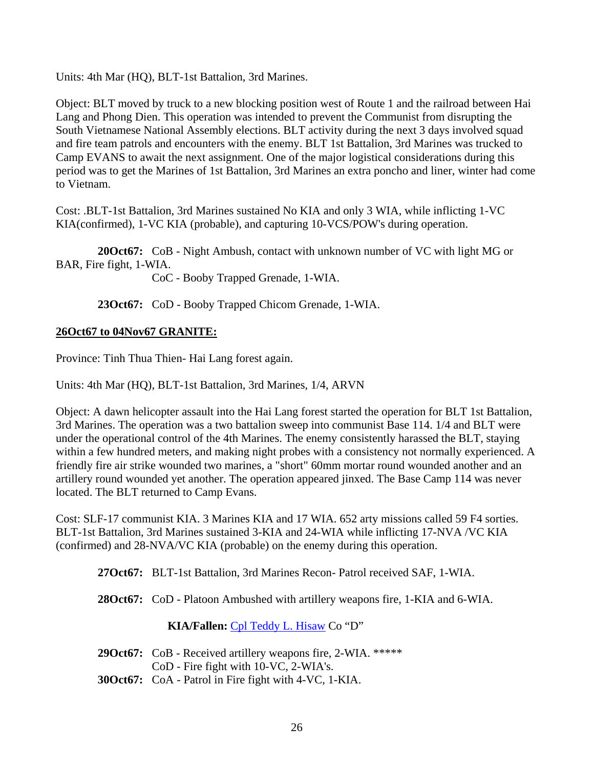Units: 4th Mar (HQ), BLT-1st Battalion, 3rd Marines.

Object: BLT moved by truck to a new blocking position west of Route 1 and the railroad between Hai Lang and Phong Dien. This operation was intended to prevent the Communist from disrupting the South Vietnamese National Assembly elections. BLT activity during the next 3 days involved squad and fire team patrols and encounters with the enemy. BLT 1st Battalion, 3rd Marines was trucked to Camp EVANS to await the next assignment. One of the major logistical considerations during this period was to get the Marines of 1st Battalion, 3rd Marines an extra poncho and liner, winter had come to Vietnam.

Cost: .BLT-1st Battalion, 3rd Marines sustained No KIA and only 3 WIA, while inflicting 1-VC KIA(confirmed), 1-VC KIA (probable), and capturing 10-VCS/POW's during operation.

**20Oct67:** CoB - Night Ambush, contact with unknown number of VC with light MG or BAR, Fire fight, 1-WIA.
CoC - Booby Trapped Grenade, 1-WIA.

**23Oct67:** CoD - Booby Trapped Chicom Grenade, 1-WIA.

**26Oct67 to 04Nov67 GRANITE:**

Province: Tinh Thua Thien- Hai Lang forest again.

Units: 4th Mar (HQ), BLT-1st Battalion, 3rd Marines, 1/4, ARVN

Object: A dawn helicopter assault into the Hai Lang forest started the operation for BLT 1st Battalion, 3rd Marines. The operation was a two battalion sweep into communist Base 114. 1/4 and BLT were under the operational control of the 4th Marines. The enemy consistently harassed the BLT, staying within a few hundred meters, and making night probes with a consistency not normally experienced. A friendly fire air strike wounded two marines, a "short" 60mm mortar round wounded another and an artillery round wounded yet another. The operation appeared jinxed. The Base Camp 114 was never located. The BLT returned to Camp Evans.

Cost: SLF-17 communist KIA. 3 Marines KIA and 17 WIA. 652 arty missions called 59 F4 sorties. BLT-1st Battalion, 3rd Marines sustained 3-KIA and 24-WIA while inflicting 17-NVA /VC KIA (confirmed) and 28-NVA/VC KIA (probable) on the enemy during this operation.

**27Oct67:** BLT-1st Battalion, 3rd Marines Recon- Patrol received SAF, 1-WIA.

**28Oct67:** CoD - Platoon Ambushed with artillery weapons fire, 1-KIA and 6-WIA.

**KIA/Fallen:** Cpl Teddy L. Hisaw Co "D"

**29Oct67:** CoB - Received artillery weapons fire, 2-WIA. *****
CoD - Fire fight with 10-VC, 2-WIA's.
**30Oct67:** CoA - Patrol in Fire fight with 4-VC, 1-KIA.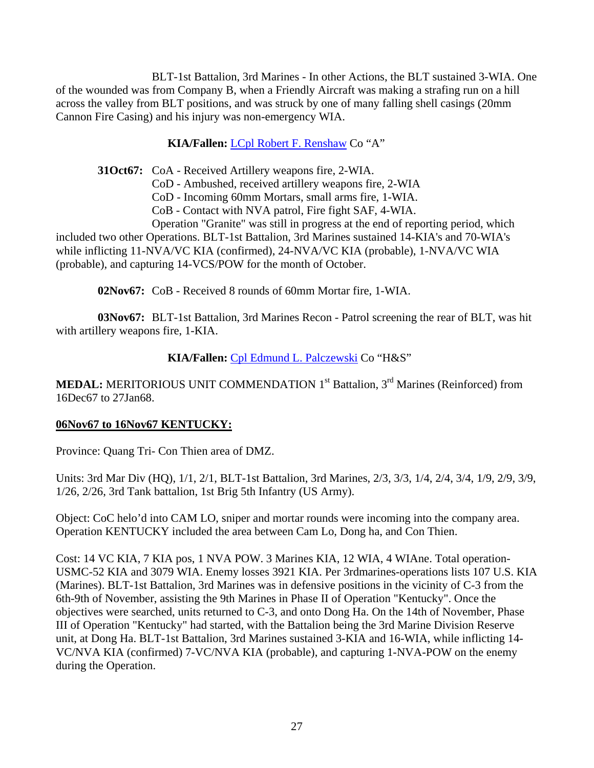BLT-1st Battalion, 3rd Marines - In other Actions, the BLT sustained 3-WIA. One of the wounded was from Company B, when a Friendly Aircraft was making a strafing run on a hill across the valley from BLT positions, and was struck by one of many falling shell casings (20mm Cannon Fire Casing) and his injury was non-emergency WIA.

**KIA/Fallen:** LCpl Robert F. Renshaw Co "A"

**31Oct67:** CoA - Received Artillery weapons fire, 2-WIA.
CoD - Ambushed, received artillery weapons fire, 2-WIA
CoD - Incoming 60mm Mortars, small arms fire, 1-WIA.
CoB - Contact with NVA patrol, Fire fight SAF, 4-WIA.
Operation "Granite" was still in progress at the end of reporting period, which included two other Operations. BLT-1st Battalion, 3rd Marines sustained 14-KIA's and 70-WIA's while inflicting 11-NVA/VC KIA (confirmed), 24-NVA/VC KIA (probable), 1-NVA/VC WIA (probable), and capturing 14-VCS/POW for the month of October.

**02Nov67:** CoB - Received 8 rounds of 60mm Mortar fire, 1-WIA.

**03Nov67:** BLT-1st Battalion, 3rd Marines Recon - Patrol screening the rear of BLT, was hit with artillery weapons fire, 1-KIA.

**KIA/Fallen:** Cpl Edmund L. Palczewski Co "H&S"

**MEDAL:** MERITORIOUS UNIT COMMENDATION 1st Battalion, 3rd Marines (Reinforced) from 16Dec67 to 27Jan68.

**06Nov67 to 16Nov67 KENTUCKY:**

Province: Quang Tri- Con Thien area of DMZ.

Units: 3rd Mar Div (HQ), 1/1, 2/1, BLT-1st Battalion, 3rd Marines, 2/3, 3/3, 1/4, 2/4, 3/4, 1/9, 2/9, 3/9, 1/26, 2/26, 3rd Tank battalion, 1st Brig 5th Infantry (US Army).

Object: CoC helo'd into CAM LO, sniper and mortar rounds were incoming into the company area. Operation KENTUCKY included the area between Cam Lo, Dong ha, and Con Thien.

Cost: 14 VC KIA, 7 KIA pos, 1 NVA POW. 3 Marines KIA, 12 WIA, 4 WIAne. Total operation-USMC-52 KIA and 3079 WIA. Enemy losses 3921 KIA. Per 3rdmarines-operations lists 107 U.S. KIA (Marines). BLT-1st Battalion, 3rd Marines was in defensive positions in the vicinity of C-3 from the 6th-9th of November, assisting the 9th Marines in Phase II of Operation "Kentucky". Once the objectives were searched, units returned to C-3, and onto Dong Ha. On the 14th of November, Phase III of Operation "Kentucky" had started, with the Battalion being the 3rd Marine Division Reserve unit, at Dong Ha. BLT-1st Battalion, 3rd Marines sustained 3-KIA and 16-WIA, while inflicting 14-VC/NVA KIA (confirmed) 7-VC/NVA KIA (probable), and capturing 1-NVA-POW on the enemy during the Operation.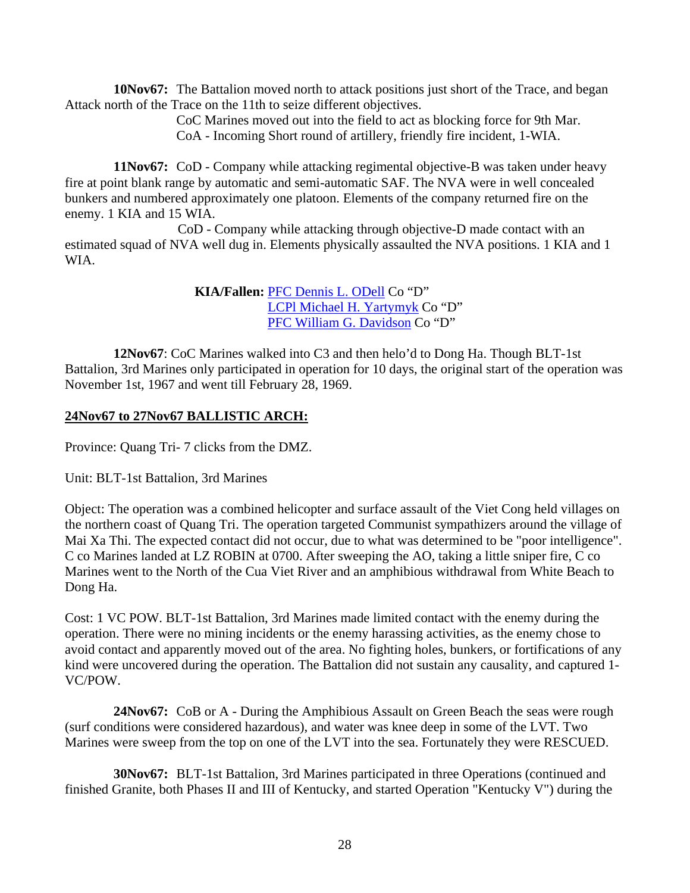**10Nov67:** The Battalion moved north to attack positions just short of the Trace, and began Attack north of the Trace on the 11th to seize different objectives.

CoC Marines moved out into the field to act as blocking force for 9th Mar.

CoA - Incoming Short round of artillery, friendly fire incident, 1-WIA.

**11Nov67:** CoD - Company while attacking regimental objective-B was taken under heavy fire at point blank range by automatic and semi-automatic SAF. The NVA were in well concealed bunkers and numbered approximately one platoon. Elements of the company returned fire on the enemy. 1 KIA and 15 WIA.

CoD - Company while attacking through objective-D made contact with an estimated squad of NVA well dug in. Elements physically assaulted the NVA positions. 1 KIA and 1 WIA.

**KIA/Fallen:** PFC Dennis L. ODell Co "D"
LCPl Michael H. Yartymyk Co "D"
PFC William G. Davidson Co "D"

**12Nov67**: CoC Marines walked into C3 and then helo'd to Dong Ha. Though BLT-1st Battalion, 3rd Marines only participated in operation for 10 days, the original start of the operation was November 1st, 1967 and went till February 28, 1969.

**24Nov67 to 27Nov67 BALLISTIC ARCH:**

Province: Quang Tri- 7 clicks from the DMZ.

Unit: BLT-1st Battalion, 3rd Marines

Object: The operation was a combined helicopter and surface assault of the Viet Cong held villages on the northern coast of Quang Tri. The operation targeted Communist sympathizers around the village of Mai Xa Thi. The expected contact did not occur, due to what was determined to be "poor intelligence". C co Marines landed at LZ ROBIN at 0700. After sweeping the AO, taking a little sniper fire, C co Marines went to the North of the Cua Viet River and an amphibious withdrawal from White Beach to Dong Ha.

Cost: 1 VC POW. BLT-1st Battalion, 3rd Marines made limited contact with the enemy during the operation. There were no mining incidents or the enemy harassing activities, as the enemy chose to avoid contact and apparently moved out of the area. No fighting holes, bunkers, or fortifications of any kind were uncovered during the operation. The Battalion did not sustain any causality, and captured 1-VC/POW.

**24Nov67:** CoB or A - During the Amphibious Assault on Green Beach the seas were rough (surf conditions were considered hazardous), and water was knee deep in some of the LVT. Two Marines were sweep from the top on one of the LVT into the sea. Fortunately they were RESCUED.

**30Nov67:** BLT-1st Battalion, 3rd Marines participated in three Operations (continued and finished Granite, both Phases II and III of Kentucky, and started Operation "Kentucky V") during the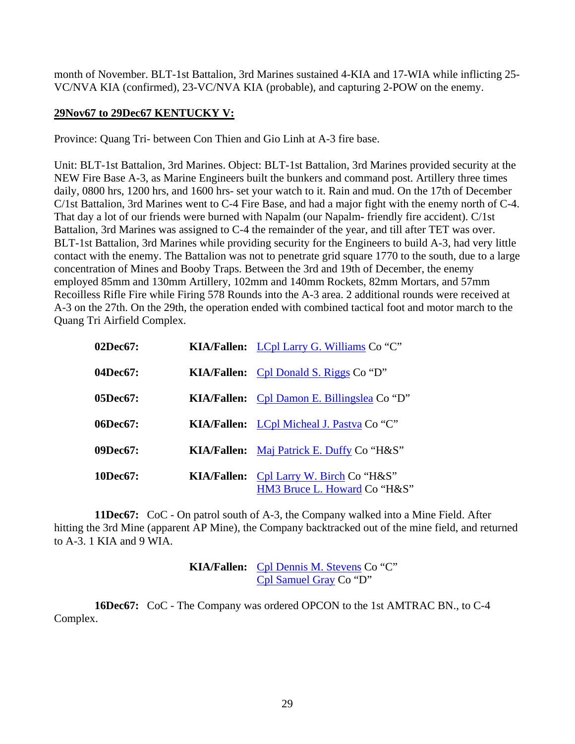month of November. BLT-1st Battalion, 3rd Marines sustained 4-KIA and 17-WIA while inflicting 25-VC/NVA KIA (confirmed), 23-VC/NVA KIA (probable), and capturing 2-POW on the enemy.

**29Nov67 to 29Dec67 KENTUCKY V:**

Province: Quang Tri- between Con Thien and Gio Linh at A-3 fire base.

Unit: BLT-1st Battalion, 3rd Marines. Object: BLT-1st Battalion, 3rd Marines provided security at the NEW Fire Base A-3, as Marine Engineers built the bunkers and command post. Artillery three times daily, 0800 hrs, 1200 hrs, and 1600 hrs- set your watch to it. Rain and mud. On the 17th of December C/1st Battalion, 3rd Marines went to C-4 Fire Base, and had a major fight with the enemy north of C-4. That day a lot of our friends were burned with Napalm (our Napalm- friendly fire accident). C/1st Battalion, 3rd Marines was assigned to C-4 the remainder of the year, and till after TET was over. BLT-1st Battalion, 3rd Marines while providing security for the Engineers to build A-3, had very little contact with the enemy. The Battalion was not to penetrate grid square 1770 to the south, due to a large concentration of Mines and Booby Traps. Between the 3rd and 19th of December, the enemy employed 85mm and 130mm Artillery, 102mm and 140mm Rockets, 82mm Mortars, and 57mm Recoilless Rifle Fire while Firing 578 Rounds into the A-3 area. 2 additional rounds were received at A-3 on the 27th. On the 29th, the operation ended with combined tactical foot and motor march to the Quang Tri Airfield Complex.

**02Dec67:** **KIA/Fallen:** LCpl Larry G. Williams Co "C"

**04Dec67:** **KIA/Fallen:** Cpl Donald S. Riggs Co "D"

**05Dec67:** **KIA/Fallen:** Cpl Damon E. Billingslea Co "D"

**06Dec67:** **KIA/Fallen:** LCpl Micheal J. Pastva Co "C"

**09Dec67:** **KIA/Fallen:** Maj Patrick E. Duffy Co "H&S"

**10Dec67:** **KIA/Fallen:** Cpl Larry W. Birch Co "H&S"
HM3 Bruce L. Howard Co "H&S"

**11Dec67:** CoC - On patrol south of A-3, the Company walked into a Mine Field. After hitting the 3rd Mine (apparent AP Mine), the Company backtracked out of the mine field, and returned to A-3. 1 KIA and 9 WIA.

**KIA/Fallen:** Cpl Dennis M. Stevens Co "C"
Cpl Samuel Gray Co "D"

**16Dec67:** CoC - The Company was ordered OPCON to the 1st AMTRAC BN., to C-4 Complex.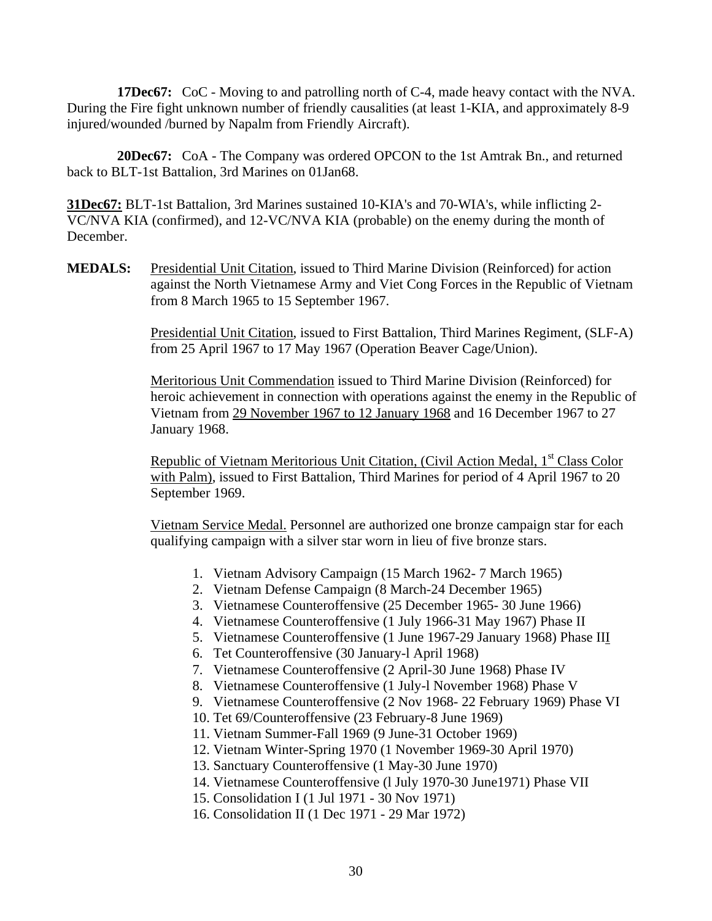**17Dec67:** CoC - Moving to and patrolling north of C-4, made heavy contact with the NVA. During the Fire fight unknown number of friendly causalities (at least 1-KIA, and approximately 8-9 injured/wounded /burned by Napalm from Friendly Aircraft).

**20Dec67:** CoA - The Company was ordered OPCON to the 1st Amtrak Bn., and returned back to BLT-1st Battalion, 3rd Marines on 01Jan68.

**31Dec67:** BLT-1st Battalion, 3rd Marines sustained 10-KIA's and 70-WIA's, while inflicting 2-VC/NVA KIA (confirmed), and 12-VC/NVA KIA (probable) on the enemy during the month of December.

**MEDALS:** Presidential Unit Citation, issued to Third Marine Division (Reinforced) for action against the North Vietnamese Army and Viet Cong Forces in the Republic of Vietnam from 8 March 1965 to 15 September 1967.

Presidential Unit Citation, issued to First Battalion, Third Marines Regiment, (SLF-A) from 25 April 1967 to 17 May 1967 (Operation Beaver Cage/Union).

Meritorious Unit Commendation issued to Third Marine Division (Reinforced) for heroic achievement in connection with operations against the enemy in the Republic of Vietnam from 29 November 1967 to 12 January 1968 and 16 December 1967 to 27 January 1968.

Republic of Vietnam Meritorious Unit Citation, (Civil Action Medal, 1st Class Color with Palm), issued to First Battalion, Third Marines for period of 4 April 1967 to 20 September 1969.

Vietnam Service Medal. Personnel are authorized one bronze campaign star for each qualifying campaign with a silver star worn in lieu of five bronze stars.

1. Vietnam Advisory Campaign (15 March 1962- 7 March 1965)
2. Vietnam Defense Campaign (8 March-24 December 1965)
3. Vietnamese Counteroffensive (25 December 1965- 30 June 1966)
4. Vietnamese Counteroffensive (1 July 1966-31 May 1967) Phase II
5. Vietnamese Counteroffensive (1 June 1967-29 January 1968) Phase III
6. Tet Counteroffensive (30 January-l April 1968)
7. Vietnamese Counteroffensive (2 April-30 June 1968) Phase IV
8. Vietnamese Counteroffensive (1 July-l November 1968) Phase V
9. Vietnamese Counteroffensive (2 Nov 1968- 22 February 1969) Phase VI
10. Tet 69/Counteroffensive (23 February-8 June 1969)
11. Vietnam Summer-Fall 1969 (9 June-31 October 1969)
12. Vietnam Winter-Spring 1970 (1 November 1969-30 April 1970)
13. Sanctuary Counteroffensive (1 May-30 June 1970)
14. Vietnamese Counteroffensive (l July 1970-30 June1971) Phase VII
15. Consolidation I (1 Jul 1971 - 30 Nov 1971)
16. Consolidation II (1 Dec 1971 - 29 Mar 1972)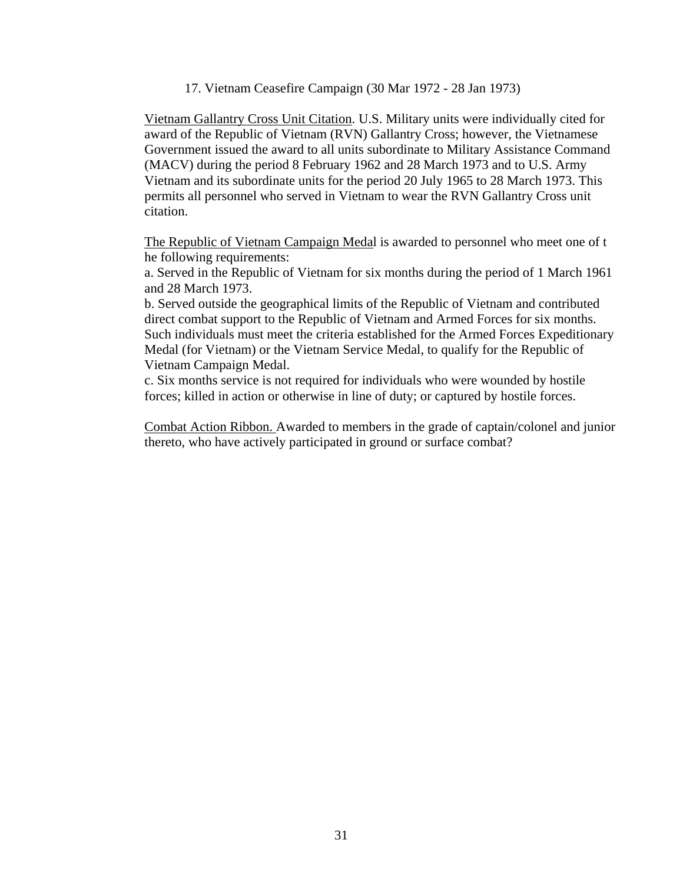17. Vietnam Ceasefire Campaign (30 Mar 1972 - 28 Jan 1973)

Vietnam Gallantry Cross Unit Citation. U.S. Military units were individually cited for award of the Republic of Vietnam (RVN) Gallantry Cross; however, the Vietnamese Government issued the award to all units subordinate to Military Assistance Command (MACV) during the period 8 February 1962 and 28 March 1973 and to U.S. Army Vietnam and its subordinate units for the period 20 July 1965 to 28 March 1973. This permits all personnel who served in Vietnam to wear the RVN Gallantry Cross unit citation.

The Republic of Vietnam Campaign Medal is awarded to personnel who meet one of t he following requirements:

a. Served in the Republic of Vietnam for six months during the period of 1 March 1961 and 28 March 1973.

b. Served outside the geographical limits of the Republic of Vietnam and contributed direct combat support to the Republic of Vietnam and Armed Forces for six months. Such individuals must meet the criteria established for the Armed Forces Expeditionary Medal (for Vietnam) or the Vietnam Service Medal, to qualify for the Republic of Vietnam Campaign Medal.

c. Six months service is not required for individuals who were wounded by hostile forces; killed in action or otherwise in line of duty; or captured by hostile forces.

Combat Action Ribbon. Awarded to members in the grade of captain/colonel and junior thereto, who have actively participated in ground or surface combat?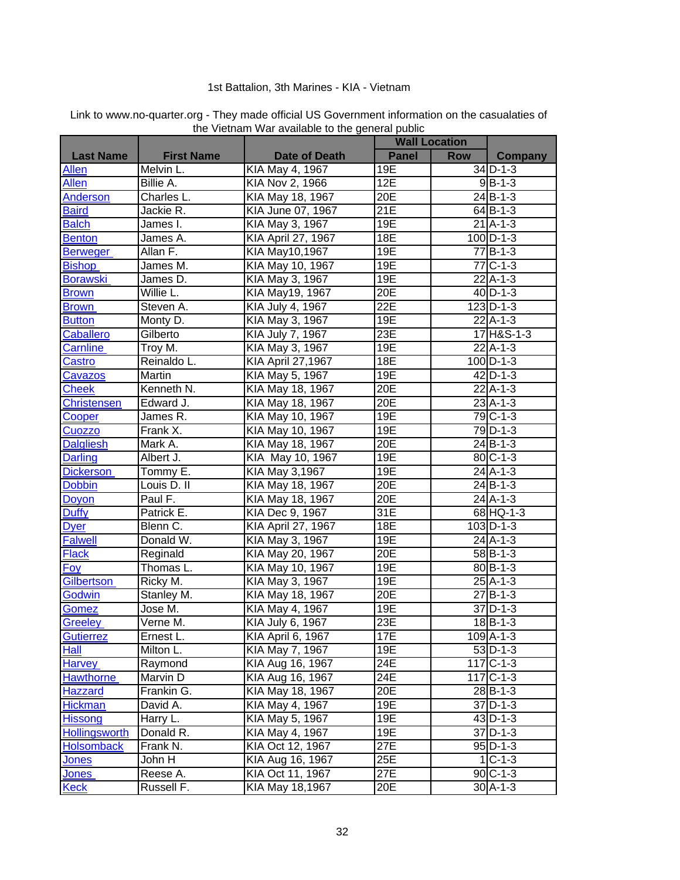1st Battalion, 3th Marines - KIA - Vietnam

Link to www.no-quarter.org - They made official US Government information on the casualaties of the Vietnam War available to the general public

| Last Name | First Name | Date of Death | Wall Location | | Company |
|---|---|---|---|---|---|
| | | | Panel | Row | |
| Allen | Melvin L. | KIA May 4, 1967 | 19E | 34 | D-1-3 |
| Allen | Billie A. | KIA Nov 2, 1966 | 12E | 9 | B-1-3 |
| Anderson | Charles L. | KIA May 18, 1967 | 20E | 24 | B-1-3 |
| Baird | Jackie R. | KIA June 07, 1967 | 21E | 64 | B-1-3 |
| Balch | James I. | KIA May 3, 1967 | 19E | 21 | A-1-3 |
| Benton | James A. | KIA April 27, 1967 | 18E | 100 | D-1-3 |
| Berweger | Allan F. | KIA May10,1967 | 19E | 77 | B-1-3 |
| Bishop | James M. | KIA May 10, 1967 | 19E | 77 | C-1-3 |
| Borawski | James D. | KIA May 3, 1967 | 19E | 22 | A-1-3 |
| Brown | Willie L. | KIA May19, 1967 | 20E | 40 | D-1-3 |
| Brown | Steven A. | KIA July 4, 1967 | 22E | 123 | D-1-3 |
| Button | Monty D. | KIA May 3, 1967 | 19E | 22 | A-1-3 |
| Caballero | Gilberto | KIA July 7, 1967 | 23E | 17 | H&S-1-3 |
| Carnline | Troy M. | KIA May 3, 1967 | 19E | 22 | A-1-3 |
| Castro | Reinaldo L. | KIA April 27,1967 | 18E | 100 | D-1-3 |
| Cavazos | Martin | KIA May 5, 1967 | 19E | 42 | D-1-3 |
| Cheek | Kenneth N. | KIA May 18, 1967 | 20E | 22 | A-1-3 |
| Christensen | Edward J. | KIA May 18, 1967 | 20E | 23 | A-1-3 |
| Cooper | James R. | KIA May 10, 1967 | 19E | 79 | C-1-3 |
| Cuozzo | Frank X. | KIA May 10, 1967 | 19E | 79 | D-1-3 |
| Dalgliesh | Mark A. | KIA May 18, 1967 | 20E | 24 | B-1-3 |
| Darling | Albert J. | KIA May 10, 1967 | 19E | 80 | C-1-3 |
| Dickerson | Tommy E. | KIA May 3,1967 | 19E | 24 | A-1-3 |
| Dobbin | Louis D. II | KIA May 18, 1967 | 20E | 24 | B-1-3 |
| Doyon | Paul F. | KIA May 18, 1967 | 20E | 24 | A-1-3 |
| Duffy | Patrick E. | KIA Dec 9, 1967 | 31E | 68 | HQ-1-3 |
| Dyer | Blenn C. | KIA April 27, 1967 | 18E | 103 | D-1-3 |
| Falwell | Donald W. | KIA May 3, 1967 | 19E | 24 | A-1-3 |
| Flack | Reginald | KIA May 20, 1967 | 20E | 58 | B-1-3 |
| Foy | Thomas L. | KIA May 10, 1967 | 19E | 80 | B-1-3 |
| Gilbertson | Ricky M. | KIA May 3, 1967 | 19E | 25 | A-1-3 |
| Godwin | Stanley M. | KIA May 18, 1967 | 20E | 27 | B-1-3 |
| Gomez | Jose M. | KIA May 4, 1967 | 19E | 37 | D-1-3 |
| Greeley | Verne M. | KIA July 6, 1967 | 23E | 18 | B-1-3 |
| Gutierrez | Ernest L. | KIA April 6, 1967 | 17E | 109 | A-1-3 |
| Hall | Milton L. | KIA May 7, 1967 | 19E | 53 | D-1-3 |
| Harvey | Raymond | KIA Aug 16, 1967 | 24E | 117 | C-1-3 |
| Hawthorne | Marvin D | KIA Aug 16, 1967 | 24E | 117 | C-1-3 |
| Hazzard | Frankin G. | KIA May 18, 1967 | 20E | 28 | B-1-3 |
| Hickman | David A. | KIA May 4, 1967 | 19E | 37 | D-1-3 |
| Hissong | Harry L. | KIA May 5, 1967 | 19E | 43 | D-1-3 |
| Hollingsworth | Donald R. | KIA May 4, 1967 | 19E | 37 | D-1-3 |
| Holsomback | Frank N. | KIA Oct 12, 1967 | 27E | 95 | D-1-3 |
| Jones | John H | KIA Aug 16, 1967 | 25E | 1 | C-1-3 |
| Jones | Reese A. | KIA Oct 11, 1967 | 27E | 90 | C-1-3 |
| Keck | Russell F. | KIA May 18,1967 | 20E | 30 | A-1-3 |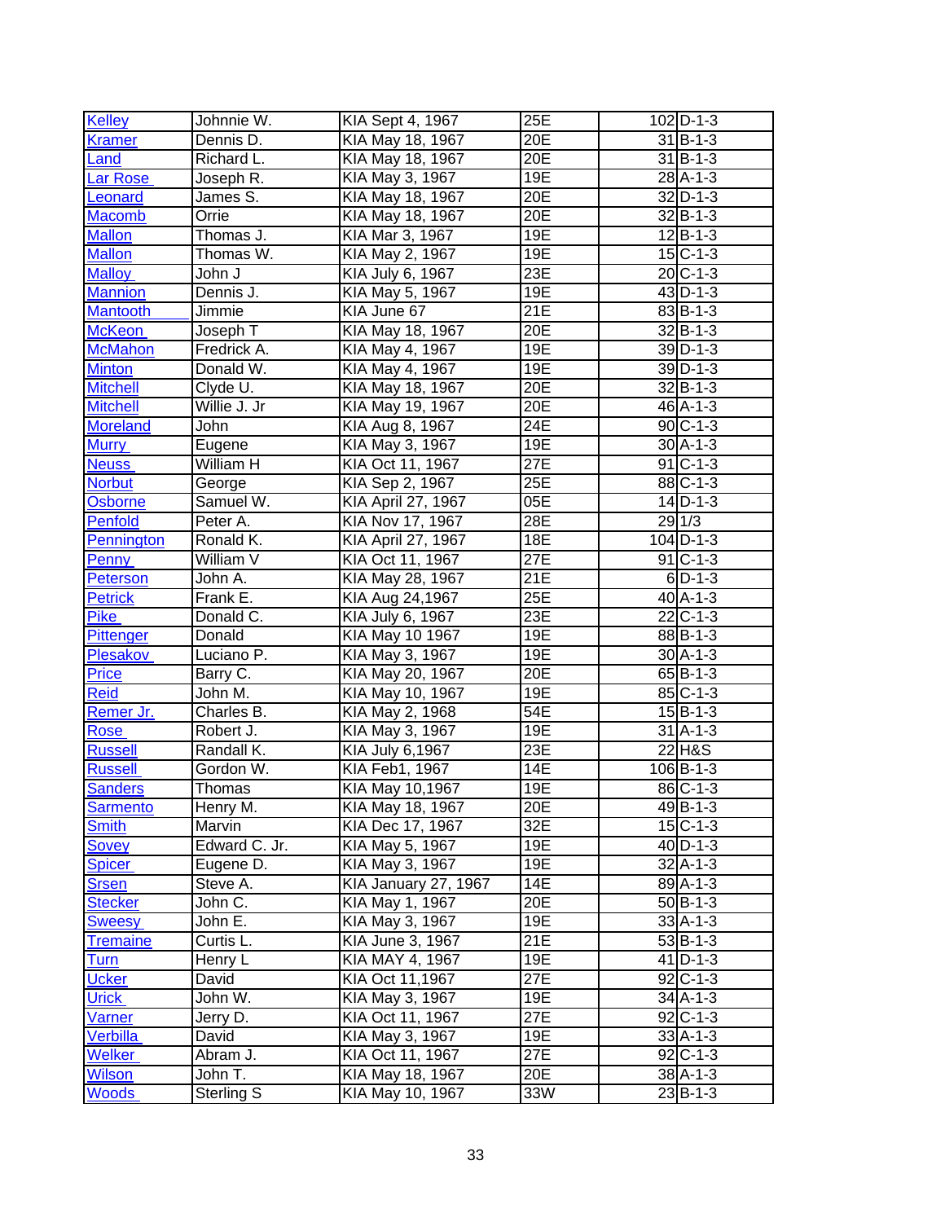| | | | | | |
|---|---|---|---|---|---|
| Kelley | Johnnie W. | KIA Sept 4, 1967 | 25E | 102 | D-1-3 |
| Kramer | Dennis D. | KIA May 18, 1967 | 20E | 31 | B-1-3 |
| Land | Richard L. | KIA May 18, 1967 | 20E | 31 | B-1-3 |
| Lar Rose | Joseph R. | KIA May 3, 1967 | 19E | 28 | A-1-3 |
| Leonard | James S. | KIA May 18, 1967 | 20E | 32 | D-1-3 |
| Macomb | Orrie | KIA May 18, 1967 | 20E | 32 | B-1-3 |
| Mallon | Thomas J. | KIA Mar 3, 1967 | 19E | 12 | B-1-3 |
| Mallon | Thomas W. | KIA May 2, 1967 | 19E | 15 | C-1-3 |
| Malloy | John J | KIA July 6, 1967 | 23E | 20 | C-1-3 |
| Mannion | Dennis J. | KIA May 5, 1967 | 19E | 43 | D-1-3 |
| Mantooth | Jimmie | KIA June 67 | 21E | 83 | B-1-3 |
| McKeon | Joseph T | KIA May 18, 1967 | 20E | 32 | B-1-3 |
| McMahon | Fredrick A. | KIA May 4, 1967 | 19E | 39 | D-1-3 |
| Minton | Donald W. | KIA May 4, 1967 | 19E | 39 | D-1-3 |
| Mitchell | Clyde U. | KIA May 18, 1967 | 20E | 32 | B-1-3 |
| Mitchell | Willie J. Jr | KIA May 19, 1967 | 20E | 46 | A-1-3 |
| Moreland | John | KIA Aug 8, 1967 | 24E | 90 | C-1-3 |
| Murry | Eugene | KIA May 3, 1967 | 19E | 30 | A-1-3 |
| Neuss | William H | KIA Oct 11, 1967 | 27E | 91 | C-1-3 |
| Norbut | George | KIA Sep 2, 1967 | 25E | 88 | C-1-3 |
| Osborne | Samuel W. | KIA April 27, 1967 | 05E | 14 | D-1-3 |
| Penfold | Peter A. | KIA Nov 17, 1967 | 28E | 29 | 1/3 |
| Pennington | Ronald K. | KIA April 27, 1967 | 18E | 104 | D-1-3 |
| Penny | William V | KIA Oct 11, 1967 | 27E | 91 | C-1-3 |
| Peterson | John A. | KIA May 28, 1967 | 21E | 6 | D-1-3 |
| Petrick | Frank E. | KIA Aug 24,1967 | 25E | 40 | A-1-3 |
| Pike | Donald C. | KIA July 6, 1967 | 23E | 22 | C-1-3 |
| Pittenger | Donald | KIA May 10 1967 | 19E | 88 | B-1-3 |
| Plesakov | Luciano P. | KIA May 3, 1967 | 19E | 30 | A-1-3 |
| Price | Barry C. | KIA May 20, 1967 | 20E | 65 | B-1-3 |
| Reid | John M. | KIA May 10, 1967 | 19E | 85 | C-1-3 |
| Remer Jr. | Charles B. | KIA May 2, 1968 | 54E | 15 | B-1-3 |
| Rose | Robert J. | KIA May 3, 1967 | 19E | 31 | A-1-3 |
| Russell | Randall K. | KIA July 6,1967 | 23E | 22 | H&S |
| Russell | Gordon W. | KIA Feb1, 1967 | 14E | 106 | B-1-3 |
| Sanders | Thomas | KIA May 10,1967 | 19E | 86 | C-1-3 |
| Sarmento | Henry M. | KIA May 18, 1967 | 20E | 49 | B-1-3 |
| Smith | Marvin | KIA Dec 17, 1967 | 32E | 15 | C-1-3 |
| Sovey | Edward C. Jr. | KIA May 5, 1967 | 19E | 40 | D-1-3 |
| Spicer | Eugene D. | KIA May 3, 1967 | 19E | 32 | A-1-3 |
| Srsen | Steve A. | KIA January 27, 1967 | 14E | 89 | A-1-3 |
| Stecker | John C. | KIA May 1, 1967 | 20E | 50 | B-1-3 |
| Sweesy | John E. | KIA May 3, 1967 | 19E | 33 | A-1-3 |
| Tremaine | Curtis L. | KIA June 3, 1967 | 21E | 53 | B-1-3 |
| Turn | Henry L | KIA MAY 4, 1967 | 19E | 41 | D-1-3 |
| Ucker | David | KIA Oct 11,1967 | 27E | 92 | C-1-3 |
| Urick | John W. | KIA May 3, 1967 | 19E | 34 | A-1-3 |
| Varner | Jerry D. | KIA Oct 11, 1967 | 27E | 92 | C-1-3 |
| Verbilla | David | KIA May 3, 1967 | 19E | 33 | A-1-3 |
| Welker | Abram J. | KIA Oct 11, 1967 | 27E | 92 | C-1-3 |
| Wilson | John T. | KIA May 18, 1967 | 20E | 38 | A-1-3 |
| Woods | Sterling S | KIA May 10, 1967 | 33W | 23 | B-1-3 |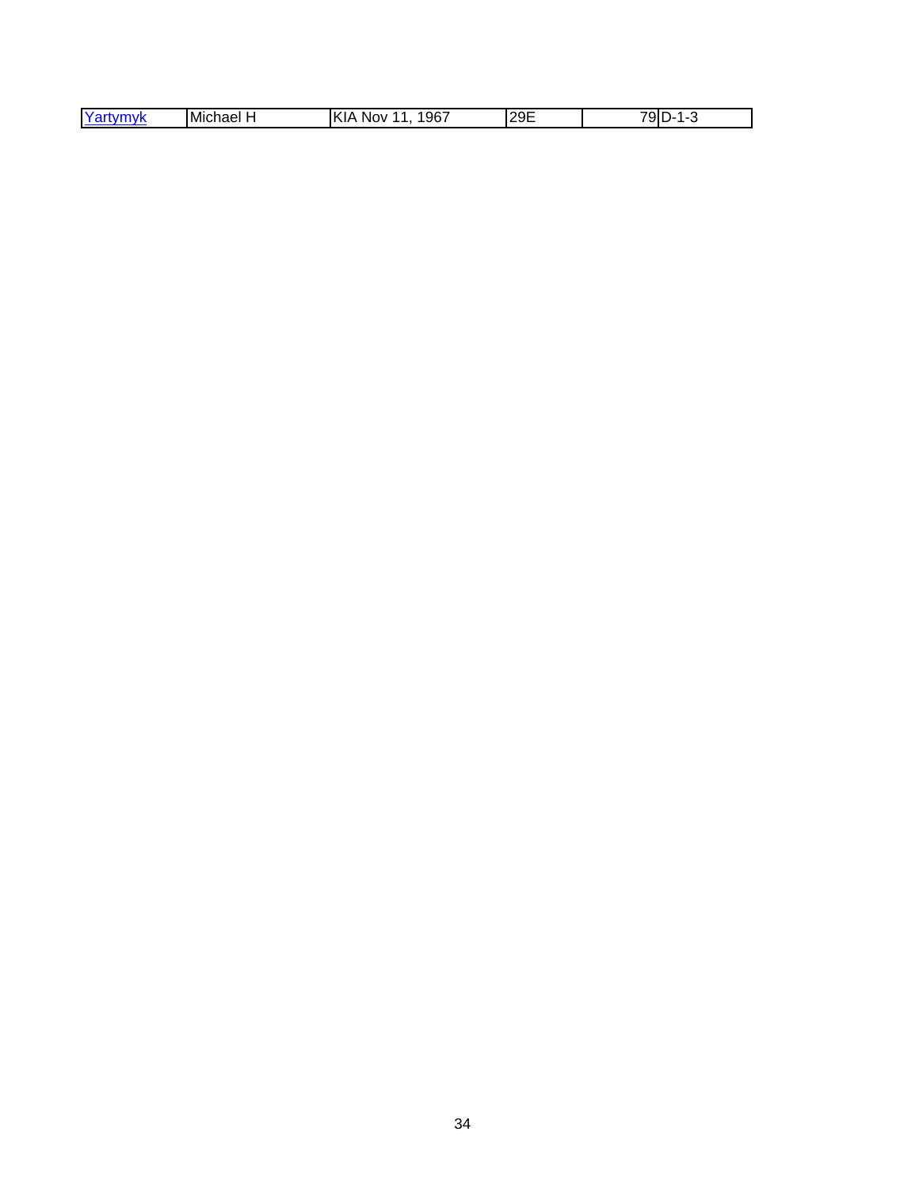| Yartymyk | Michael H | KIA Nov 11, 1967 | 29E | 79 | D-1-3 |
|---|---|---|---|---|---|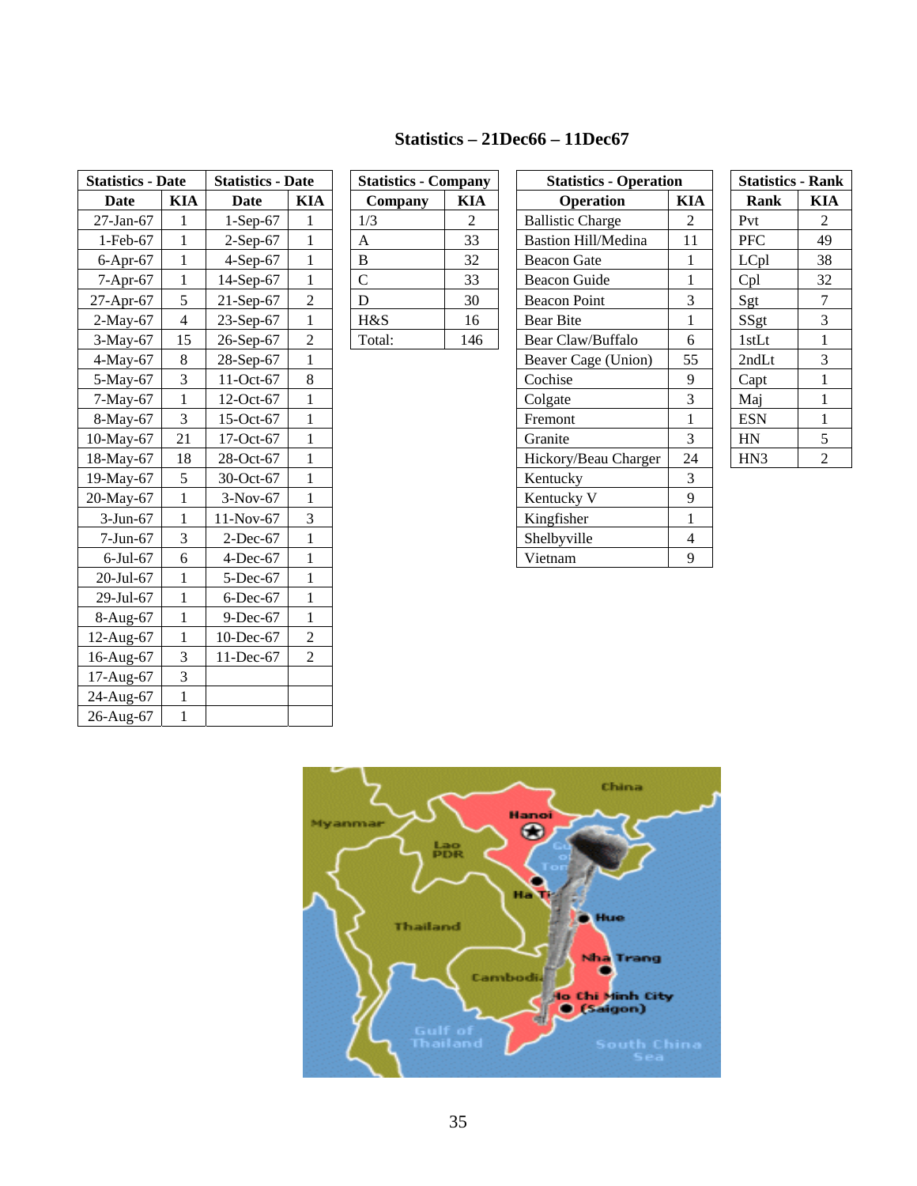## Statistics – 21Dec66 – 11Dec67

| Statistics - Date | | Statistics - Date | |
|---|---|---|---|
| **Date** | **KIA** | **Date** | **KIA** |
| 27-Jan-67 | 1 | 1-Sep-67 | 1 |
| 1-Feb-67 | 1 | 2-Sep-67 | 1 |
| 6-Apr-67 | 1 | 4-Sep-67 | 1 |
| 7-Apr-67 | 1 | 14-Sep-67 | 1 |
| 27-Apr-67 | 5 | 21-Sep-67 | 2 |
| 2-May-67 | 4 | 23-Sep-67 | 1 |
| 3-May-67 | 15 | 26-Sep-67 | 2 |
| 4-May-67 | 8 | 28-Sep-67 | 1 |
| 5-May-67 | 3 | 11-Oct-67 | 8 |
| 7-May-67 | 1 | 12-Oct-67 | 1 |
| 8-May-67 | 3 | 15-Oct-67 | 1 |
| 10-May-67 | 21 | 17-Oct-67 | 1 |
| 18-May-67 | 18 | 28-Oct-67 | 1 |
| 19-May-67 | 5 | 30-Oct-67 | 1 |
| 20-May-67 | 1 | 3-Nov-67 | 1 |
| 3-Jun-67 | 1 | 11-Nov-67 | 3 |
| 7-Jun-67 | 3 | 2-Dec-67 | 1 |
| 6-Jul-67 | 6 | 4-Dec-67 | 1 |
| 20-Jul-67 | 1 | 5-Dec-67 | 1 |
| 29-Jul-67 | 1 | 6-Dec-67 | 1 |
| 8-Aug-67 | 1 | 9-Dec-67 | 1 |
| 12-Aug-67 | 1 | 10-Dec-67 | 2 |
| 16-Aug-67 | 3 | 11-Dec-67 | 2 |
| 17-Aug-67 | 3 | | |
| 24-Aug-67 | 1 | | |
| 26-Aug-67 | 1 | | |

| Statistics - Company | |
|---|---|
| **Company** | **KIA** |
| 1/3 | 2 |
| A | 33 |
| B | 32 |
| C | 33 |
| D | 30 |
| H&S | 16 |
| Total: | 146 |

| Statistics - Operation | |
|---|---|
| **Operation** | **KIA** |
| Ballistic Charge | 2 |
| Bastion Hill/Medina | 11 |
| Beacon Gate | 1 |
| Beacon Guide | 1 |
| Beacon Point | 3 |
| Bear Bite | 1 |
| Bear Claw/Buffalo | 6 |
| Beaver Cage (Union) | 55 |
| Cochise | 9 |
| Colgate | 3 |
| Fremont | 1 |
| Granite | 3 |
| Hickory/Beau Charger | 24 |
| Kentucky | 3 |
| Kentucky V | 9 |
| Kingfisher | 1 |
| Shelbyville | 4 |
| Vietnam | 9 |

| Statistics - Rank | |
|---|---|
| **Rank** | **KIA** |
| Pvt | 2 |
| PFC | 49 |
| LCpl | 38 |
| Cpl | 32 |
| Sgt | 7 |
| SSgt | 3 |
| 1stLt | 1 |
| 2ndLt | 3 |
| Capt | 1 |
| Maj | 1 |
| ESN | 1 |
| HN | 5 |
| HN3 | 2 |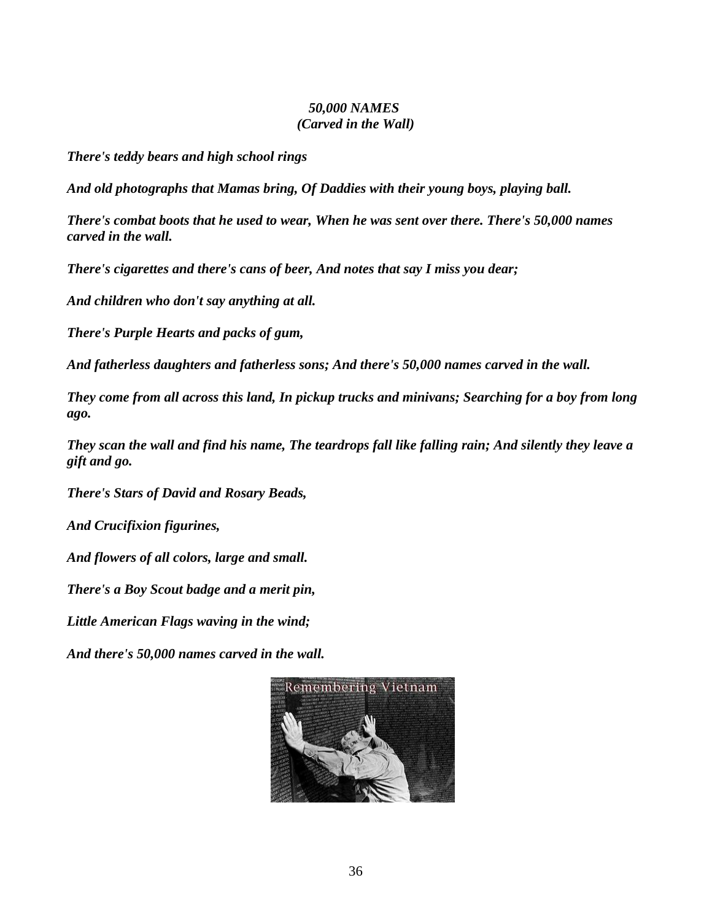***50,000 NAMES***
***(Carved in the Wall)***

***There's teddy bears and high school rings***

***And old photographs that Mamas bring, Of Daddies with their young boys, playing ball.***

***There's combat boots that he used to wear, When he was sent over there. There's 50,000 names carved in the wall.***

***There's cigarettes and there's cans of beer, And notes that say I miss you dear;***

***And children who don't say anything at all.***

***There's Purple Hearts and packs of gum,***

***And fatherless daughters and fatherless sons; And there's 50,000 names carved in the wall.***

***They come from all across this land, In pickup trucks and minivans; Searching for a boy from long ago.***

***They scan the wall and find his name, The teardrops fall like falling rain; And silently they leave a gift and go.***

***There's Stars of David and Rosary Beads,***

***And Crucifixion figurines,***

***And flowers of all colors, large and small.***

***There's a Boy Scout badge and a merit pin,***

***Little American Flags waving in the wind;***

***And there's 50,000 names carved in the wall.***